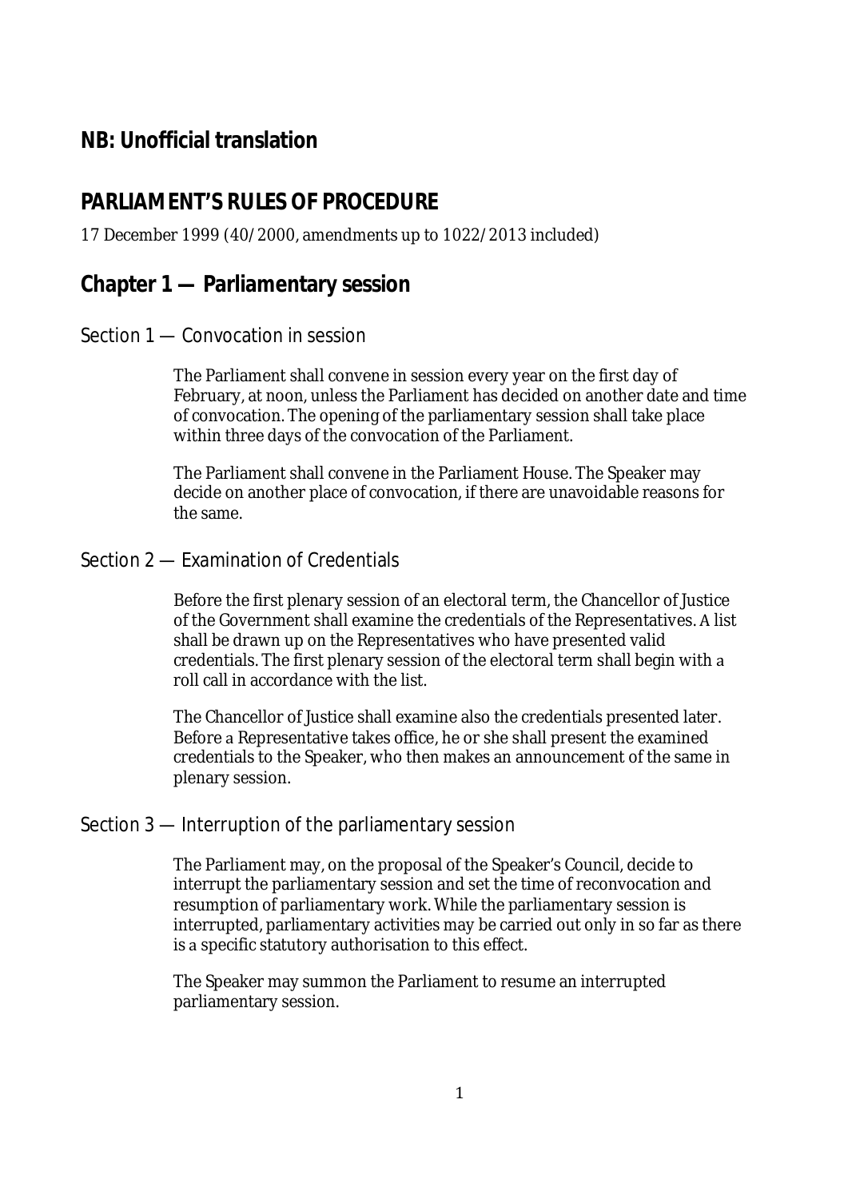**NB: Unofficial translation**

# PARLIAMENT'S RULES OF PROCEDURE

17 December 1999 (40/2000, amendments up to 1022/2013 included)

## Chapter 1 — Parliamentary session

### Section 1 — Convocation in session

The Parliament shall convene in session every year on the first day of February, at noon, unless the Parliament has decided on another date and time of convocation. The opening of the parliamentary session shall take place within three days of the convocation of the Parliament.

The Parliament shall convene in the Parliament House. The Speaker may decide on another place of convocation, if there are unavoidable reasons for the same.

### Section 2 — Examination of Credentials

Before the first plenary session of an electoral term, the Chancellor of Justice of the Government shall examine the credentials of the Representatives. A list shall be drawn up on the Representatives who have presented valid credentials. The first plenary session of the electoral term shall begin with a roll call in accordance with the list.

The Chancellor of Justice shall examine also the credentials presented later. Before a Representative takes office, he or she shall present the examined credentials to the Speaker, who then makes an announcement of the same in plenary session.

### Section 3 — Interruption of the parliamentary session

The Parliament may, on the proposal of the Speaker's Council, decide to interrupt the parliamentary session and set the time of reconvocation and resumption of parliamentary work. While the parliamentary session is interrupted, parliamentary activities may be carried out only in so far as there is a specific statutory authorisation to this effect.

The Speaker may summon the Parliament to resume an interrupted parliamentary session.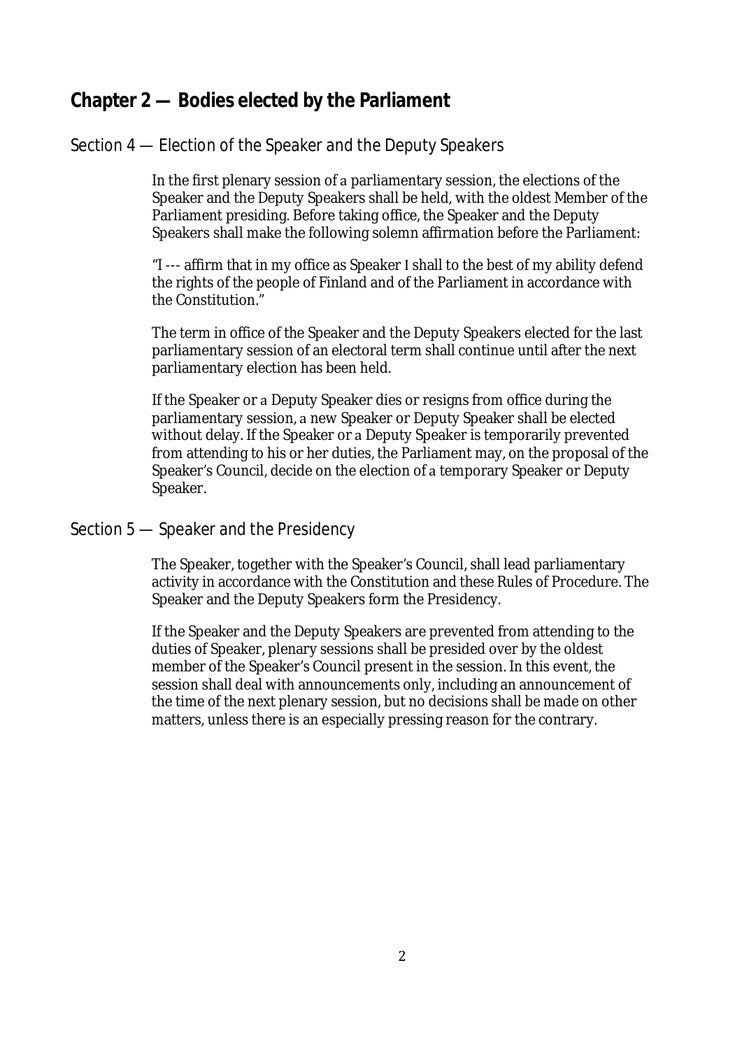## Chapter 2 — Bodies elected by the Parliament

### Section 4 — Election of the Speaker and the Deputy Speakers

In the first plenary session of a parliamentary session, the elections of the Speaker and the Deputy Speakers shall be held, with the oldest Member of the Parliament presiding. Before taking office, the Speaker and the Deputy Speakers shall make the following solemn affirmation before the Parliament:

"I --- affirm that in my office as Speaker I shall to the best of my ability defend the rights of the people of Finland and of the Parliament in accordance with the Constitution."

The term in office of the Speaker and the Deputy Speakers elected for the last parliamentary session of an electoral term shall continue until after the next parliamentary election has been held.

If the Speaker or a Deputy Speaker dies or resigns from office during the parliamentary session, a new Speaker or Deputy Speaker shall be elected without delay. If the Speaker or a Deputy Speaker is temporarily prevented from attending to his or her duties, the Parliament may, on the proposal of the Speaker's Council, decide on the election of a temporary Speaker or Deputy Speaker.

### Section 5 — Speaker and the Presidency

The Speaker, together with the Speaker's Council, shall lead parliamentary activity in accordance with the Constitution and these Rules of Procedure. The Speaker and the Deputy Speakers form the Presidency.

If the Speaker and the Deputy Speakers are prevented from attending to the duties of Speaker, plenary sessions shall be presided over by the oldest member of the Speaker's Council present in the session. In this event, the session shall deal with announcements only, including an announcement of the time of the next plenary session, but no decisions shall be made on other matters, unless there is an especially pressing reason for the contrary.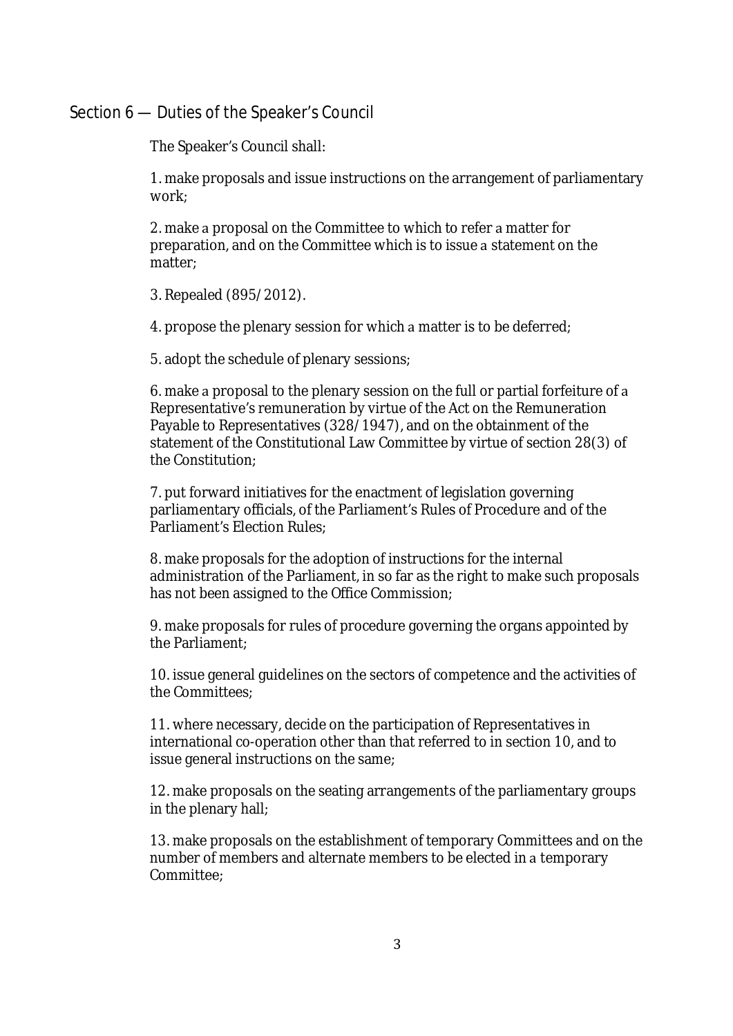## Section 6 — Duties of the Speaker's Council

The Speaker's Council shall:

1. make proposals and issue instructions on the arrangement of parliamentary work;

2. make a proposal on the Committee to which to refer a matter for preparation, and on the Committee which is to issue a statement on the matter;

3. Repealed (895/2012).

4. propose the plenary session for which a matter is to be deferred;

5. adopt the schedule of plenary sessions;

6. make a proposal to the plenary session on the full or partial forfeiture of a Representative's remuneration by virtue of the Act on the Remuneration Payable to Representatives (328/1947), and on the obtainment of the statement of the Constitutional Law Committee by virtue of section 28(3) of the Constitution;

7. put forward initiatives for the enactment of legislation governing parliamentary officials, of the Parliament's Rules of Procedure and of the Parliament's Election Rules;

8. make proposals for the adoption of instructions for the internal administration of the Parliament, in so far as the right to make such proposals has not been assigned to the Office Commission;

9. make proposals for rules of procedure governing the organs appointed by the Parliament;

10. issue general guidelines on the sectors of competence and the activities of the Committees;

11. where necessary, decide on the participation of Representatives in international co-operation other than that referred to in section 10, and to issue general instructions on the same;

12. make proposals on the seating arrangements of the parliamentary groups in the plenary hall;

13. make proposals on the establishment of temporary Committees and on the number of members and alternate members to be elected in a temporary Committee;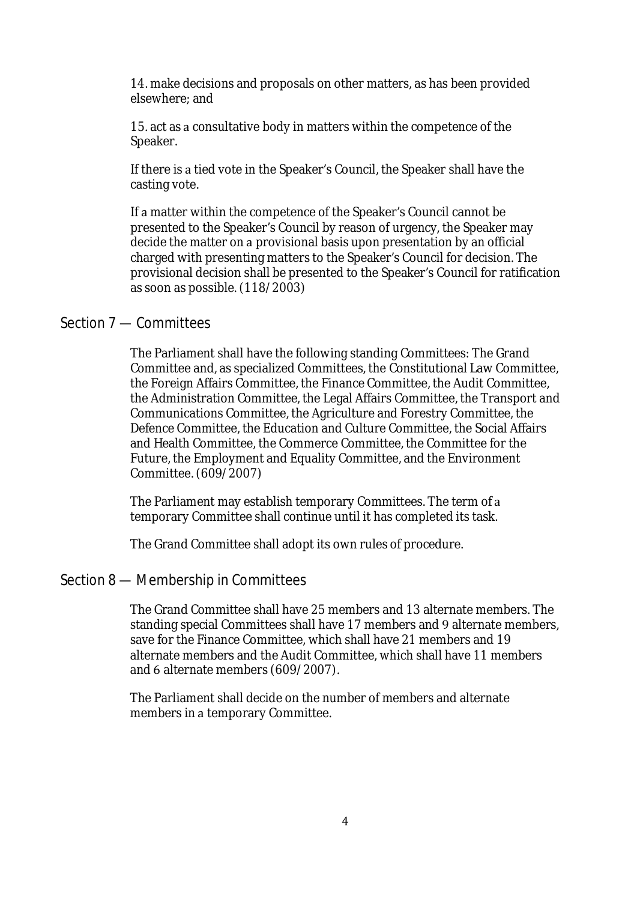14. make decisions and proposals on other matters, as has been provided elsewhere; and

15. act as a consultative body in matters within the competence of the Speaker.

If there is a tied vote in the Speaker's Council, the Speaker shall have the casting vote.

If a matter within the competence of the Speaker's Council cannot be presented to the Speaker's Council by reason of urgency, the Speaker may decide the matter on a provisional basis upon presentation by an official charged with presenting matters to the Speaker's Council for decision. The provisional decision shall be presented to the Speaker's Council for ratification as soon as possible. (118/2003)

## Section 7 — Committees

The Parliament shall have the following standing Committees: The Grand Committee and, as specialized Committees, the Constitutional Law Committee, the Foreign Affairs Committee, the Finance Committee, the Audit Committee, the Administration Committee, the Legal Affairs Committee, the Transport and Communications Committee, the Agriculture and Forestry Committee, the Defence Committee, the Education and Culture Committee, the Social Affairs and Health Committee, the Commerce Committee, the Committee for the Future, the Employment and Equality Committee, and the Environment Committee. (609/2007)

The Parliament may establish temporary Committees. The term of a temporary Committee shall continue until it has completed its task.

The Grand Committee shall adopt its own rules of procedure.

## Section 8 — Membership in Committees

The Grand Committee shall have 25 members and 13 alternate members. The standing special Committees shall have 17 members and 9 alternate members, save for the Finance Committee, which shall have 21 members and 19 alternate members and the Audit Committee, which shall have 11 members and 6 alternate members (609/2007).

The Parliament shall decide on the number of members and alternate members in a temporary Committee.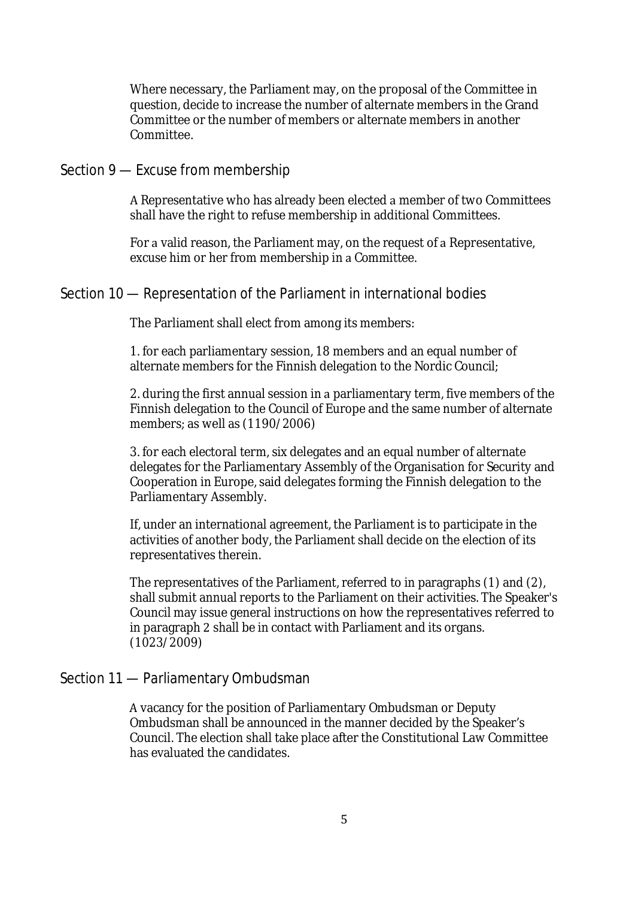Where necessary, the Parliament may, on the proposal of the Committee in question, decide to increase the number of alternate members in the Grand Committee or the number of members or alternate members in another Committee.

## Section 9 — Excuse from membership

A Representative who has already been elected a member of two Committees shall have the right to refuse membership in additional Committees.

For a valid reason, the Parliament may, on the request of a Representative, excuse him or her from membership in a Committee.

## Section 10 — Representation of the Parliament in international bodies

The Parliament shall elect from among its members:

1. for each parliamentary session, 18 members and an equal number of alternate members for the Finnish delegation to the Nordic Council;

2. during the first annual session in a parliamentary term, five members of the Finnish delegation to the Council of Europe and the same number of alternate members; as well as (1190/2006)

3. for each electoral term, six delegates and an equal number of alternate delegates for the Parliamentary Assembly of the Organisation for Security and Cooperation in Europe, said delegates forming the Finnish delegation to the Parliamentary Assembly.

If, under an international agreement, the Parliament is to participate in the activities of another body, the Parliament shall decide on the election of its representatives therein.

The representatives of the Parliament, referred to in paragraphs (1) and (2), shall submit annual reports to the Parliament on their activities. The Speaker's Council may issue general instructions on how the representatives referred to in paragraph 2 shall be in contact with Parliament and its organs. (1023/2009)

## Section 11 — Parliamentary Ombudsman

A vacancy for the position of Parliamentary Ombudsman or Deputy Ombudsman shall be announced in the manner decided by the Speaker's Council. The election shall take place after the Constitutional Law Committee has evaluated the candidates.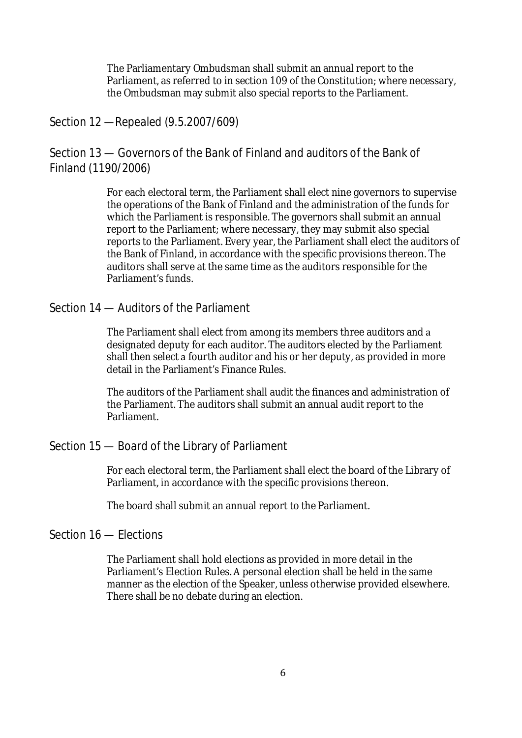The Parliamentary Ombudsman shall submit an annual report to the Parliament, as referred to in section 109 of the Constitution; where necessary, the Ombudsman may submit also special reports to the Parliament.

## Section 12 — Repealed (9.5.2007/609)

## Section 13 — Governors of the Bank of Finland and auditors of the Bank of Finland (1190/2006)

For each electoral term, the Parliament shall elect nine governors to supervise the operations of the Bank of Finland and the administration of the funds for which the Parliament is responsible. The governors shall submit an annual report to the Parliament; where necessary, they may submit also special reports to the Parliament. Every year, the Parliament shall elect the auditors of the Bank of Finland, in accordance with the specific provisions thereon. The auditors shall serve at the same time as the auditors responsible for the Parliament's funds.

## Section 14 — Auditors of the Parliament

The Parliament shall elect from among its members three auditors and a designated deputy for each auditor. The auditors elected by the Parliament shall then select a fourth auditor and his or her deputy, as provided in more detail in the Parliament's Finance Rules.

The auditors of the Parliament shall audit the finances and administration of the Parliament. The auditors shall submit an annual audit report to the Parliament.

## Section 15 — Board of the Library of Parliament

For each electoral term, the Parliament shall elect the board of the Library of Parliament, in accordance with the specific provisions thereon.

The board shall submit an annual report to the Parliament.

## Section 16 — Elections

The Parliament shall hold elections as provided in more detail in the Parliament's Election Rules. A personal election shall be held in the same manner as the election of the Speaker, unless otherwise provided elsewhere. There shall be no debate during an election.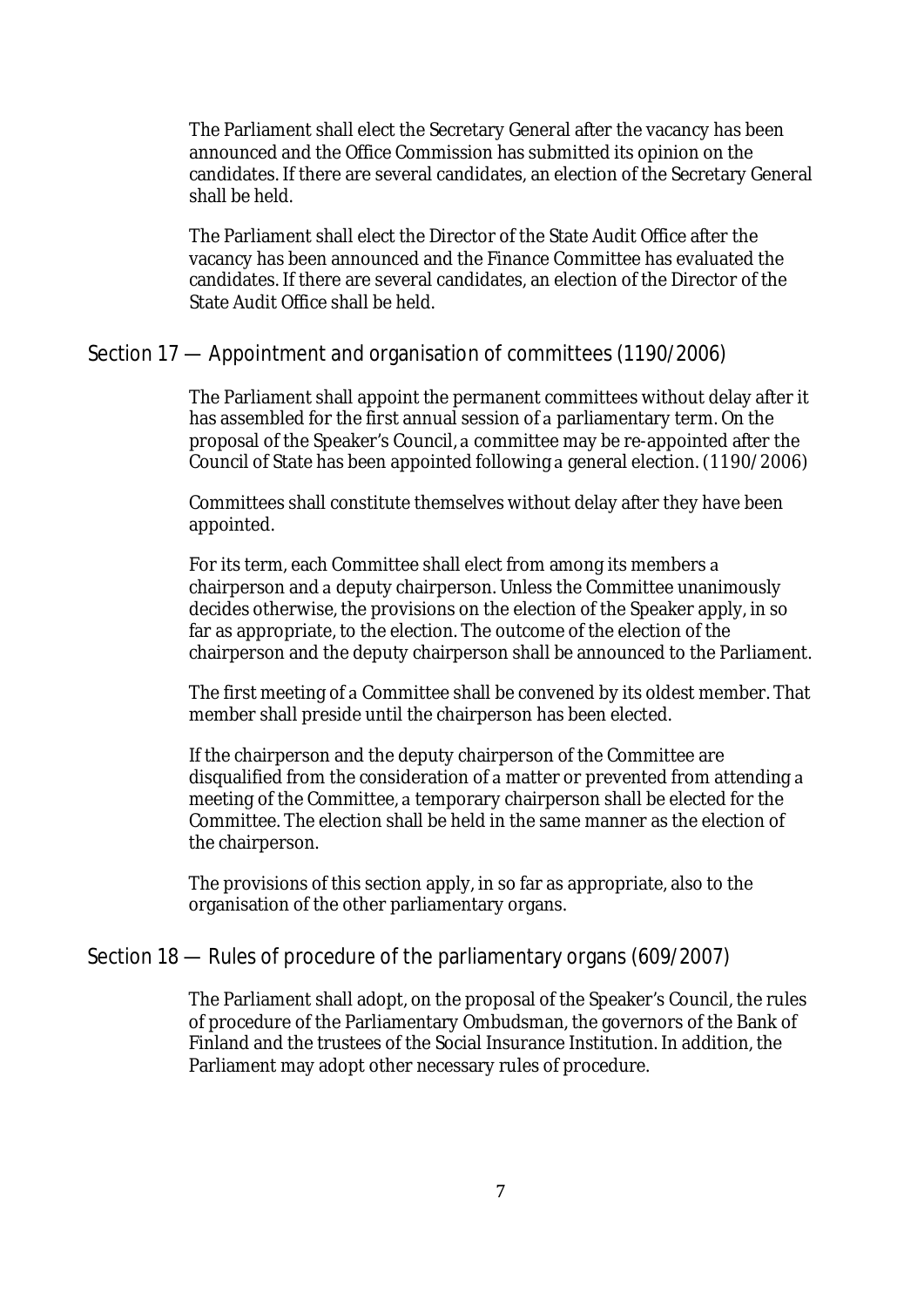The Parliament shall elect the Secretary General after the vacancy has been announced and the Office Commission has submitted its opinion on the candidates. If there are several candidates, an election of the Secretary General shall be held.

The Parliament shall elect the Director of the State Audit Office after the vacancy has been announced and the Finance Committee has evaluated the candidates. If there are several candidates, an election of the Director of the State Audit Office shall be held.

## Section 17 — Appointment and organisation of committees (1190/2006)

The Parliament shall appoint the permanent committees without delay after it has assembled for the first annual session of a parliamentary term. On the proposal of the Speaker's Council, a committee may be re-appointed after the Council of State has been appointed following a general election. (1190/2006)

Committees shall constitute themselves without delay after they have been appointed.

For its term, each Committee shall elect from among its members a chairperson and a deputy chairperson. Unless the Committee unanimously decides otherwise, the provisions on the election of the Speaker apply, in so far as appropriate, to the election. The outcome of the election of the chairperson and the deputy chairperson shall be announced to the Parliament.

The first meeting of a Committee shall be convened by its oldest member. That member shall preside until the chairperson has been elected.

If the chairperson and the deputy chairperson of the Committee are disqualified from the consideration of a matter or prevented from attending a meeting of the Committee, a temporary chairperson shall be elected for the Committee. The election shall be held in the same manner as the election of the chairperson.

The provisions of this section apply, in so far as appropriate, also to the organisation of the other parliamentary organs.

## Section 18 — Rules of procedure of the parliamentary organs (609/2007)

The Parliament shall adopt, on the proposal of the Speaker's Council, the rules of procedure of the Parliamentary Ombudsman, the governors of the Bank of Finland and the trustees of the Social Insurance Institution. In addition, the Parliament may adopt other necessary rules of procedure.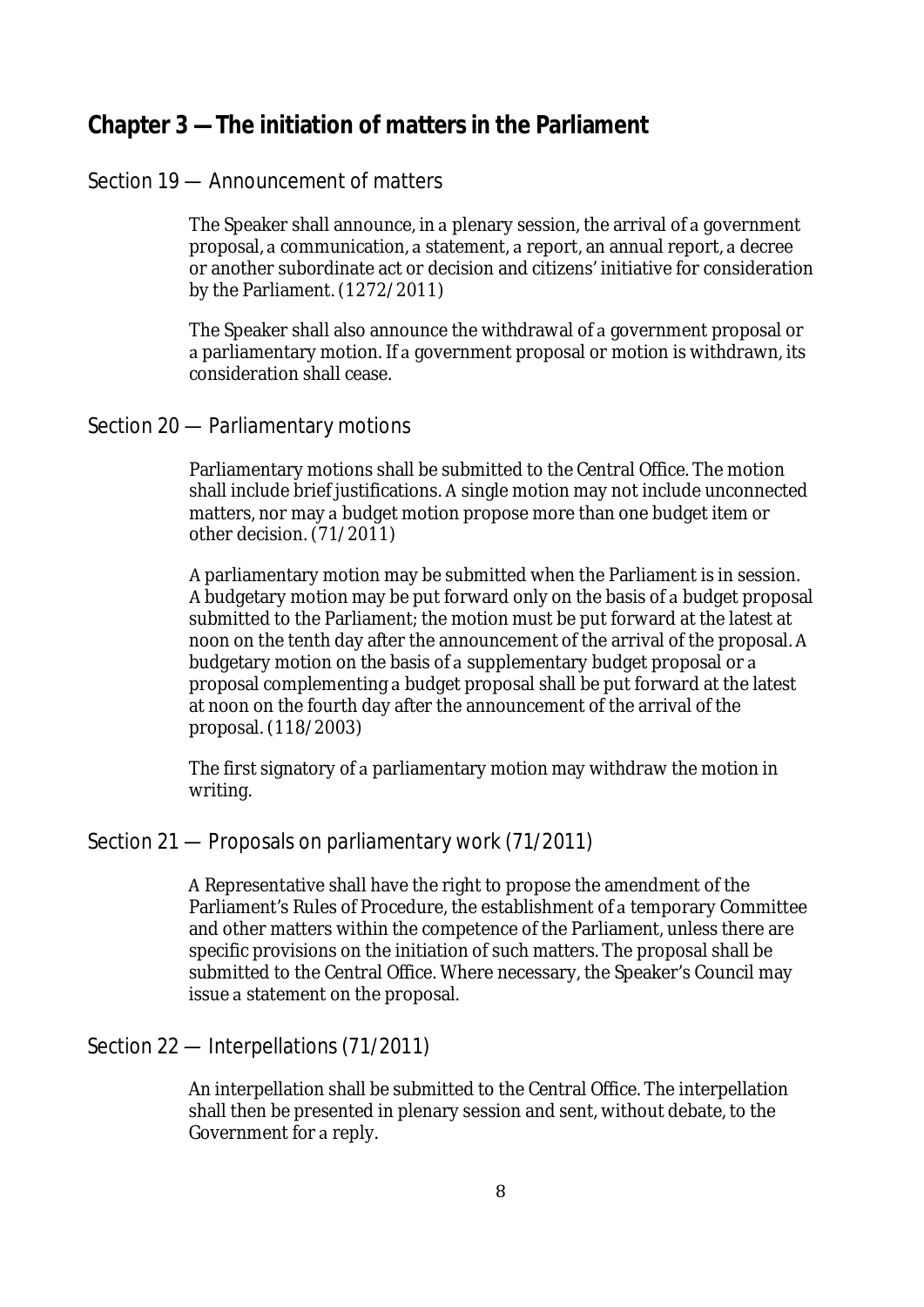## Chapter 3 — The initiation of matters in the Parliament

### Section 19 — Announcement of matters

The Speaker shall announce, in a plenary session, the arrival of a government proposal, a communication, a statement, a report, an annual report, a decree or another subordinate act or decision and citizens' initiative for consideration by the Parliament. (1272/2011)

The Speaker shall also announce the withdrawal of a government proposal or a parliamentary motion. If a government proposal or motion is withdrawn, its consideration shall cease.

### Section 20 — Parliamentary motions

Parliamentary motions shall be submitted to the Central Office. The motion shall include brief justifications. A single motion may not include unconnected matters, nor may a budget motion propose more than one budget item or other decision. (71/2011)

A parliamentary motion may be submitted when the Parliament is in session. A budgetary motion may be put forward only on the basis of a budget proposal submitted to the Parliament; the motion must be put forward at the latest at noon on the tenth day after the announcement of the arrival of the proposal. A budgetary motion on the basis of a supplementary budget proposal or a proposal complementing a budget proposal shall be put forward at the latest at noon on the fourth day after the announcement of the arrival of the proposal. (118/2003)

The first signatory of a parliamentary motion may withdraw the motion in writing.

### Section 21 — Proposals on parliamentary work (71/2011)

A Representative shall have the right to propose the amendment of the Parliament's Rules of Procedure, the establishment of a temporary Committee and other matters within the competence of the Parliament, unless there are specific provisions on the initiation of such matters. The proposal shall be submitted to the Central Office. Where necessary, the Speaker's Council may issue a statement on the proposal.

### Section 22 — Interpellations (71/2011)

An interpellation shall be submitted to the Central Office. The interpellation shall then be presented in plenary session and sent, without debate, to the Government for a reply.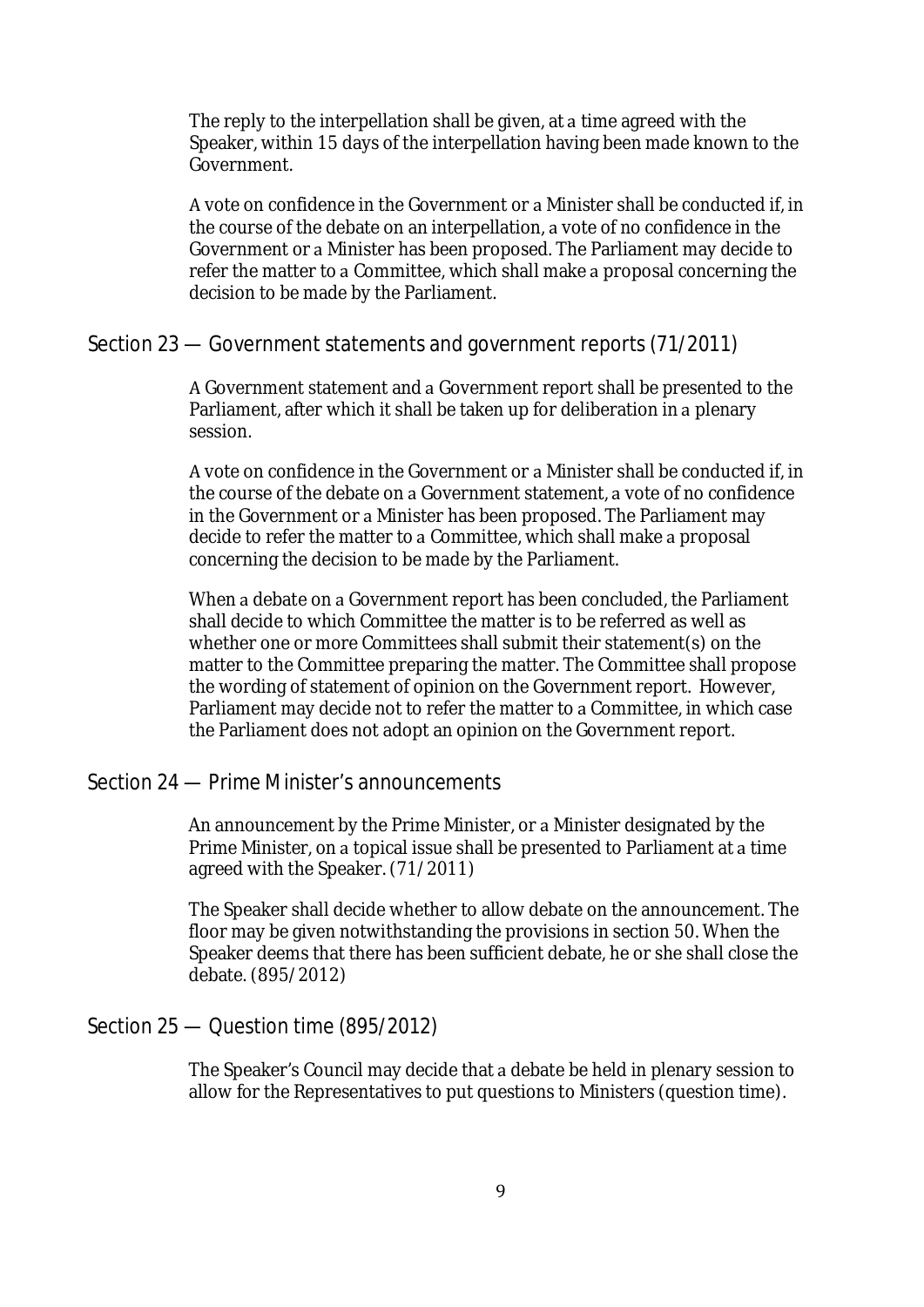The reply to the interpellation shall be given, at a time agreed with the Speaker, within 15 days of the interpellation having been made known to the Government.

A vote on confidence in the Government or a Minister shall be conducted if, in the course of the debate on an interpellation, a vote of no confidence in the Government or a Minister has been proposed. The Parliament may decide to refer the matter to a Committee, which shall make a proposal concerning the decision to be made by the Parliament.

## Section 23 — Government statements and government reports (71/2011)

A Government statement and a Government report shall be presented to the Parliament, after which it shall be taken up for deliberation in a plenary session.

A vote on confidence in the Government or a Minister shall be conducted if, in the course of the debate on a Government statement, a vote of no confidence in the Government or a Minister has been proposed. The Parliament may decide to refer the matter to a Committee, which shall make a proposal concerning the decision to be made by the Parliament.

When a debate on a Government report has been concluded, the Parliament shall decide to which Committee the matter is to be referred as well as whether one or more Committees shall submit their statement(s) on the matter to the Committee preparing the matter. The Committee shall propose the wording of statement of opinion on the Government report. However, Parliament may decide not to refer the matter to a Committee, in which case the Parliament does not adopt an opinion on the Government report.

## Section 24 — Prime Minister's announcements

An announcement by the Prime Minister, or a Minister designated by the Prime Minister, on a topical issue shall be presented to Parliament at a time agreed with the Speaker. (71/2011)

The Speaker shall decide whether to allow debate on the announcement. The floor may be given notwithstanding the provisions in section 50. When the Speaker deems that there has been sufficient debate, he or she shall close the debate. (895/2012)

## Section 25 — Question time (895/2012)

The Speaker's Council may decide that a debate be held in plenary session to allow for the Representatives to put questions to Ministers (question time).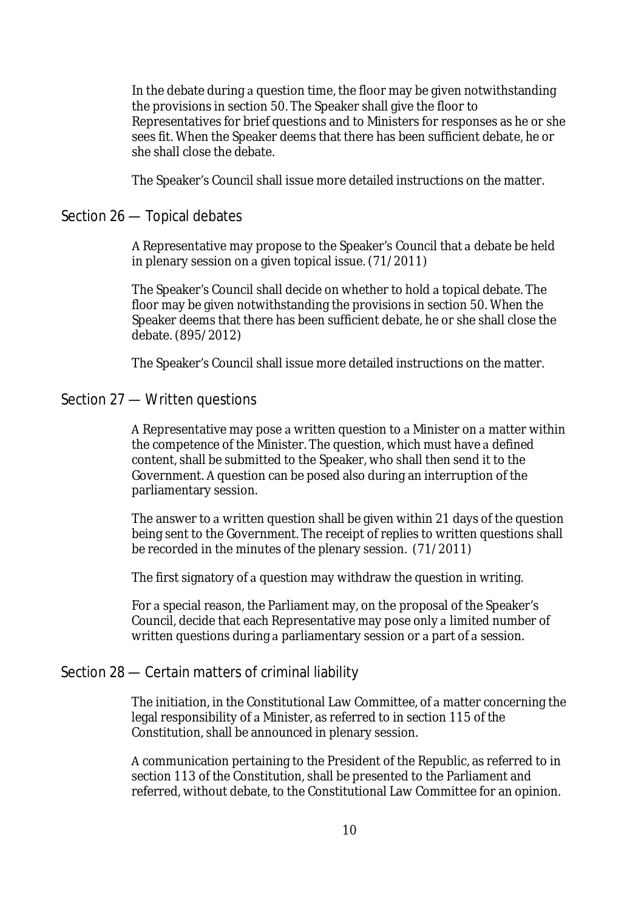In the debate during a question time, the floor may be given notwithstanding the provisions in section 50. The Speaker shall give the floor to Representatives for brief questions and to Ministers for responses as he or she sees fit. When the Speaker deems that there has been sufficient debate, he or she shall close the debate.

The Speaker's Council shall issue more detailed instructions on the matter.

## Section 26 — Topical debates

A Representative may propose to the Speaker's Council that a debate be held in plenary session on a given topical issue. (71/2011)

The Speaker's Council shall decide on whether to hold a topical debate. The floor may be given notwithstanding the provisions in section 50. When the Speaker deems that there has been sufficient debate, he or she shall close the debate. (895/2012)

The Speaker's Council shall issue more detailed instructions on the matter.

## Section 27 — Written questions

A Representative may pose a written question to a Minister on a matter within the competence of the Minister. The question, which must have a defined content, shall be submitted to the Speaker, who shall then send it to the Government. A question can be posed also during an interruption of the parliamentary session.

The answer to a written question shall be given within 21 days of the question being sent to the Government. The receipt of replies to written questions shall be recorded in the minutes of the plenary session. (71/2011)

The first signatory of a question may withdraw the question in writing.

For a special reason, the Parliament may, on the proposal of the Speaker's Council, decide that each Representative may pose only a limited number of written questions during a parliamentary session or a part of a session.

## Section 28 — Certain matters of criminal liability

The initiation, in the Constitutional Law Committee, of a matter concerning the legal responsibility of a Minister, as referred to in section 115 of the Constitution, shall be announced in plenary session.

A communication pertaining to the President of the Republic, as referred to in section 113 of the Constitution, shall be presented to the Parliament and referred, without debate, to the Constitutional Law Committee for an opinion.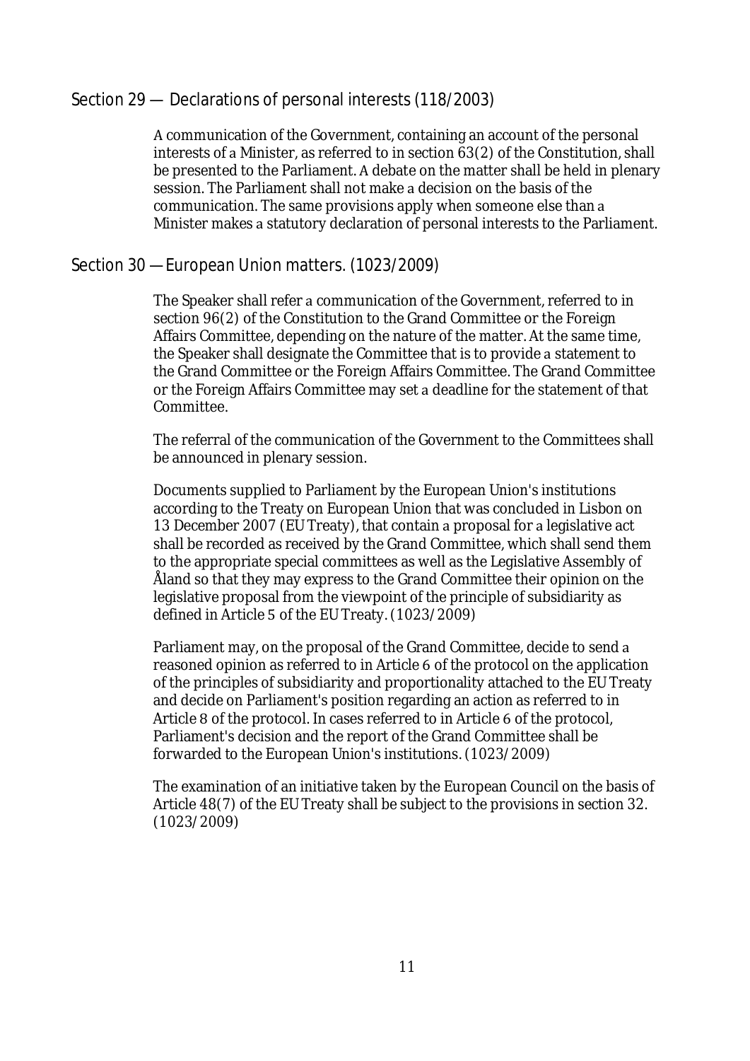## Section 29 — Declarations of personal interests (118/2003)

A communication of the Government, containing an account of the personal interests of a Minister, as referred to in section 63(2) of the Constitution, shall be presented to the Parliament. A debate on the matter shall be held in plenary session. The Parliament shall not make a decision on the basis of the communication. The same provisions apply when someone else than a Minister makes a statutory declaration of personal interests to the Parliament.

## Section 30 — European Union matters. (1023/2009)

The Speaker shall refer a communication of the Government, referred to in section 96(2) of the Constitution to the Grand Committee or the Foreign Affairs Committee, depending on the nature of the matter. At the same time, the Speaker shall designate the Committee that is to provide a statement to the Grand Committee or the Foreign Affairs Committee. The Grand Committee or the Foreign Affairs Committee may set a deadline for the statement of that Committee.

The referral of the communication of the Government to the Committees shall be announced in plenary session.

Documents supplied to Parliament by the European Union's institutions according to the Treaty on European Union that was concluded in Lisbon on 13 December 2007 (EU Treaty), that contain a proposal for a legislative act shall be recorded as received by the Grand Committee, which shall send them to the appropriate special committees as well as the Legislative Assembly of Åland so that they may express to the Grand Committee their opinion on the legislative proposal from the viewpoint of the principle of subsidiarity as defined in Article 5 of the EU Treaty. (1023/2009)

Parliament may, on the proposal of the Grand Committee, decide to send a reasoned opinion as referred to in Article 6 of the protocol on the application of the principles of subsidiarity and proportionality attached to the EU Treaty and decide on Parliament's position regarding an action as referred to in Article 8 of the protocol. In cases referred to in Article 6 of the protocol, Parliament's decision and the report of the Grand Committee shall be forwarded to the European Union's institutions. (1023/2009)

The examination of an initiative taken by the European Council on the basis of Article 48(7) of the EU Treaty shall be subject to the provisions in section 32. (1023/2009)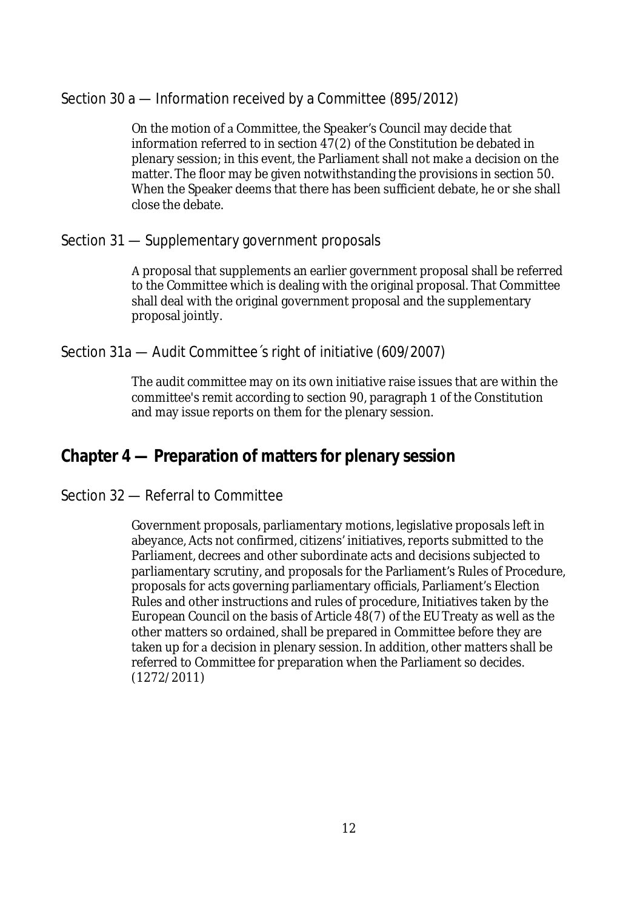### Section 30 a — Information received by a Committee (895/2012)

On the motion of a Committee, the Speaker's Council may decide that information referred to in section 47(2) of the Constitution be debated in plenary session; in this event, the Parliament shall not make a decision on the matter. The floor may be given notwithstanding the provisions in section 50. When the Speaker deems that there has been sufficient debate, he or she shall close the debate.

### Section 31 — Supplementary government proposals

A proposal that supplements an earlier government proposal shall be referred to the Committee which is dealing with the original proposal. That Committee shall deal with the original government proposal and the supplementary proposal jointly.

### Section 31a — Audit Committee´s right of initiative (609/2007)

The audit committee may on its own initiative raise issues that are within the committee's remit according to section 90, paragraph 1 of the Constitution and may issue reports on them for the plenary session.

## Chapter 4 — Preparation of matters for plenary session

### Section 32 — Referral to Committee

Government proposals, parliamentary motions, legislative proposals left in abeyance, Acts not confirmed, citizens' initiatives, reports submitted to the Parliament, decrees and other subordinate acts and decisions subjected to parliamentary scrutiny, and proposals for the Parliament's Rules of Procedure, proposals for acts governing parliamentary officials, Parliament's Election Rules and other instructions and rules of procedure, Initiatives taken by the European Council on the basis of Article 48(7) of the EU Treaty as well as the other matters so ordained, shall be prepared in Committee before they are taken up for a decision in plenary session. In addition, other matters shall be referred to Committee for preparation when the Parliament so decides. (1272/2011)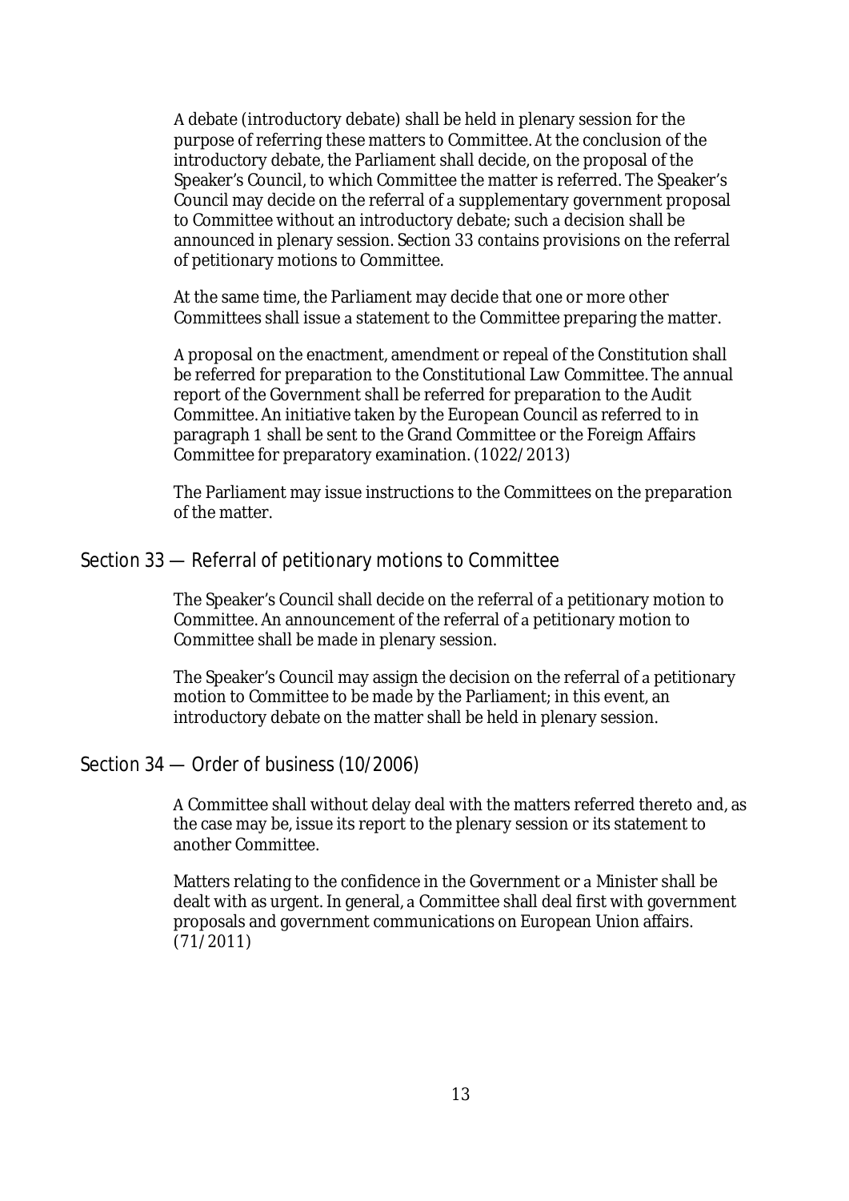A debate (introductory debate) shall be held in plenary session for the purpose of referring these matters to Committee. At the conclusion of the introductory debate, the Parliament shall decide, on the proposal of the Speaker's Council, to which Committee the matter is referred. The Speaker's Council may decide on the referral of a supplementary government proposal to Committee without an introductory debate; such a decision shall be announced in plenary session. Section 33 contains provisions on the referral of petitionary motions to Committee.

At the same time, the Parliament may decide that one or more other Committees shall issue a statement to the Committee preparing the matter.

A proposal on the enactment, amendment or repeal of the Constitution shall be referred for preparation to the Constitutional Law Committee. The annual report of the Government shall be referred for preparation to the Audit Committee. An initiative taken by the European Council as referred to in paragraph 1 shall be sent to the Grand Committee or the Foreign Affairs Committee for preparatory examination. (1022/2013)

The Parliament may issue instructions to the Committees on the preparation of the matter.

## Section 33 — Referral of petitionary motions to Committee

The Speaker's Council shall decide on the referral of a petitionary motion to Committee. An announcement of the referral of a petitionary motion to Committee shall be made in plenary session.

The Speaker's Council may assign the decision on the referral of a petitionary motion to Committee to be made by the Parliament; in this event, an introductory debate on the matter shall be held in plenary session.

## Section 34 — Order of business (10/2006)

A Committee shall without delay deal with the matters referred thereto and, as the case may be, issue its report to the plenary session or its statement to another Committee.

Matters relating to the confidence in the Government or a Minister shall be dealt with as urgent. In general, a Committee shall deal first with government proposals and government communications on European Union affairs. (71/2011)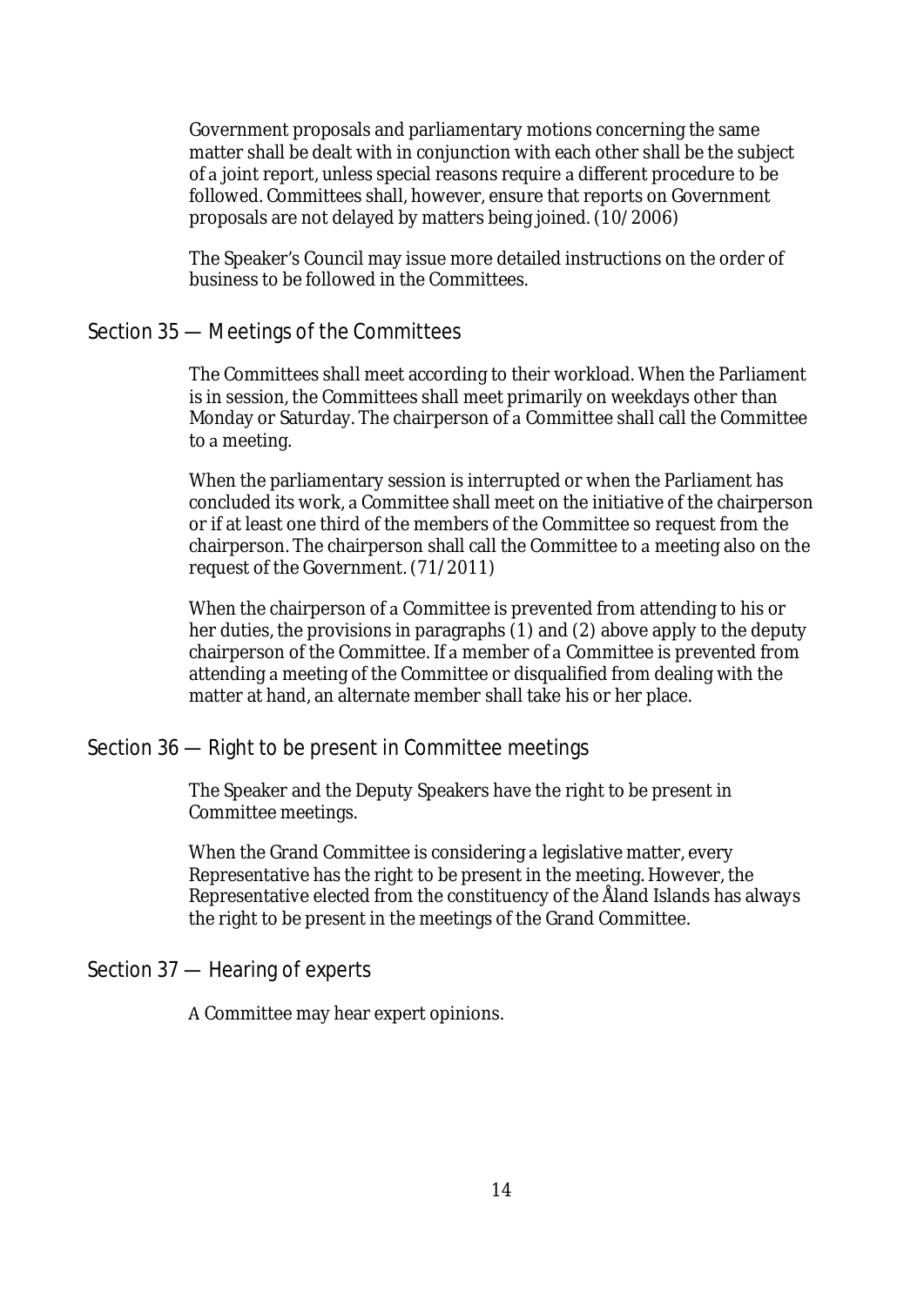Government proposals and parliamentary motions concerning the same matter shall be dealt with in conjunction with each other shall be the subject of a joint report, unless special reasons require a different procedure to be followed. Committees shall, however, ensure that reports on Government proposals are not delayed by matters being joined. (10/2006)

The Speaker's Council may issue more detailed instructions on the order of business to be followed in the Committees.

## Section 35 — Meetings of the Committees

The Committees shall meet according to their workload. When the Parliament is in session, the Committees shall meet primarily on weekdays other than Monday or Saturday. The chairperson of a Committee shall call the Committee to a meeting.

When the parliamentary session is interrupted or when the Parliament has concluded its work, a Committee shall meet on the initiative of the chairperson or if at least one third of the members of the Committee so request from the chairperson. The chairperson shall call the Committee to a meeting also on the request of the Government. (71/2011)

When the chairperson of a Committee is prevented from attending to his or her duties, the provisions in paragraphs (1) and (2) above apply to the deputy chairperson of the Committee. If a member of a Committee is prevented from attending a meeting of the Committee or disqualified from dealing with the matter at hand, an alternate member shall take his or her place.

## Section 36 — Right to be present in Committee meetings

The Speaker and the Deputy Speakers have the right to be present in Committee meetings.

When the Grand Committee is considering a legislative matter, every Representative has the right to be present in the meeting. However, the Representative elected from the constituency of the Åland Islands has always the right to be present in the meetings of the Grand Committee.

## Section 37 — Hearing of experts

A Committee may hear expert opinions.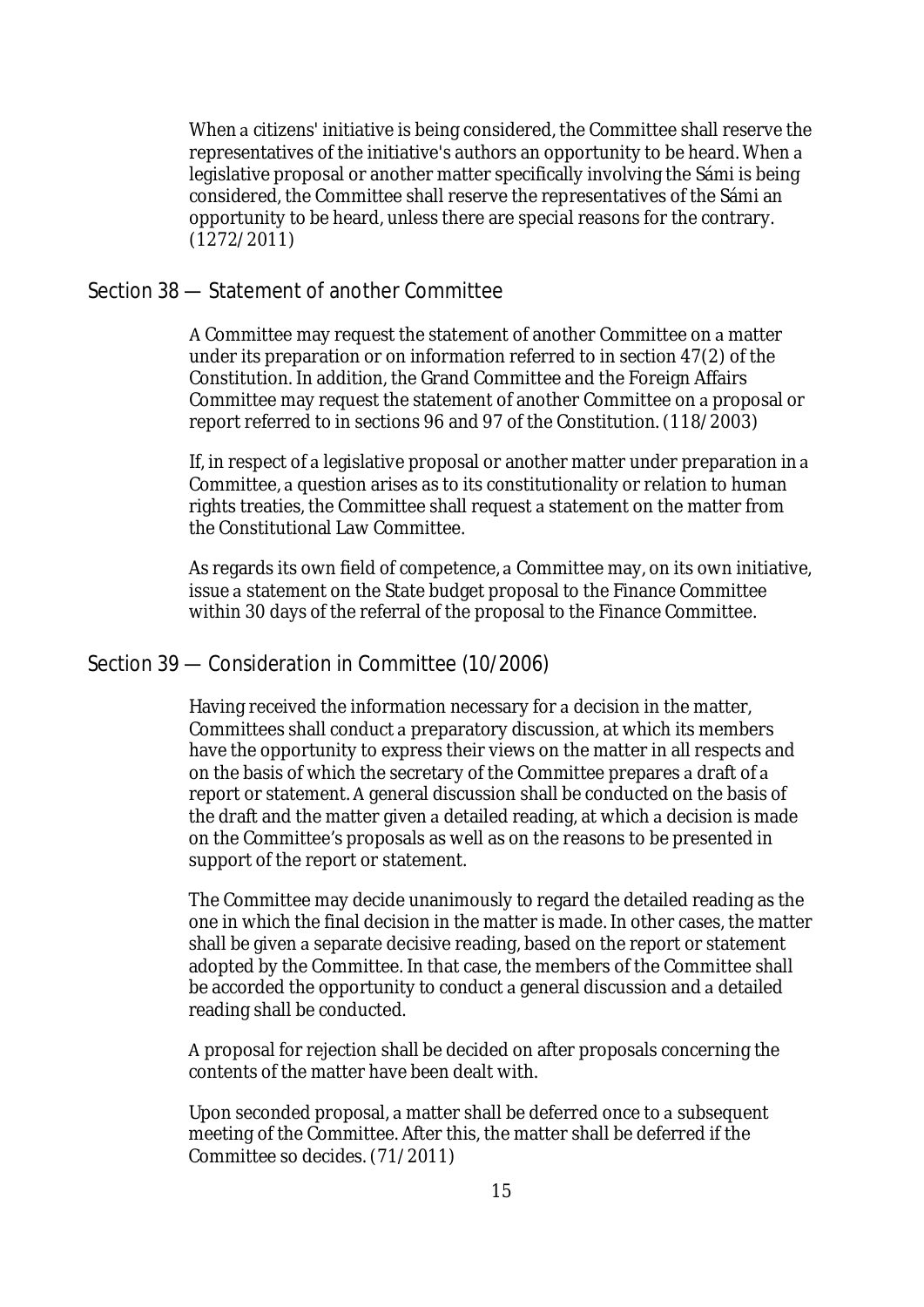When a citizens' initiative is being considered, the Committee shall reserve the representatives of the initiative's authors an opportunity to be heard. When a legislative proposal or another matter specifically involving the Sámi is being considered, the Committee shall reserve the representatives of the Sámi an opportunity to be heard, unless there are special reasons for the contrary. (1272/2011)

## Section 38 — Statement of another Committee

A Committee may request the statement of another Committee on a matter under its preparation or on information referred to in section 47(2) of the Constitution. In addition, the Grand Committee and the Foreign Affairs Committee may request the statement of another Committee on a proposal or report referred to in sections 96 and 97 of the Constitution. (118/2003)

If, in respect of a legislative proposal or another matter under preparation in a Committee, a question arises as to its constitutionality or relation to human rights treaties, the Committee shall request a statement on the matter from the Constitutional Law Committee.

As regards its own field of competence, a Committee may, on its own initiative, issue a statement on the State budget proposal to the Finance Committee within 30 days of the referral of the proposal to the Finance Committee.

## Section 39 — Consideration in Committee (10/2006)

Having received the information necessary for a decision in the matter, Committees shall conduct a preparatory discussion, at which its members have the opportunity to express their views on the matter in all respects and on the basis of which the secretary of the Committee prepares a draft of a report or statement. A general discussion shall be conducted on the basis of the draft and the matter given a detailed reading, at which a decision is made on the Committee's proposals as well as on the reasons to be presented in support of the report or statement.

The Committee may decide unanimously to regard the detailed reading as the one in which the final decision in the matter is made. In other cases, the matter shall be given a separate decisive reading, based on the report or statement adopted by the Committee. In that case, the members of the Committee shall be accorded the opportunity to conduct a general discussion and a detailed reading shall be conducted.

A proposal for rejection shall be decided on after proposals concerning the contents of the matter have been dealt with.

Upon seconded proposal, a matter shall be deferred once to a subsequent meeting of the Committee. After this, the matter shall be deferred if the Committee so decides. (71/2011)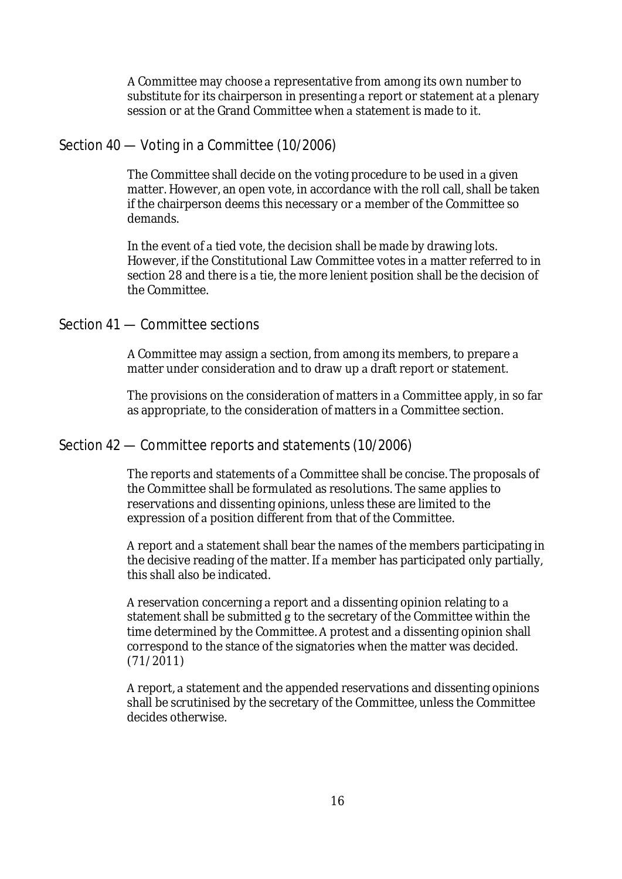A Committee may choose a representative from among its own number to substitute for its chairperson in presenting a report or statement at a plenary session or at the Grand Committee when a statement is made to it.

## Section 40 — Voting in a Committee (10/2006)

The Committee shall decide on the voting procedure to be used in a given matter. However, an open vote, in accordance with the roll call, shall be taken if the chairperson deems this necessary or a member of the Committee so demands.

In the event of a tied vote, the decision shall be made by drawing lots. However, if the Constitutional Law Committee votes in a matter referred to in section 28 and there is a tie, the more lenient position shall be the decision of the Committee.

## Section 41 — Committee sections

A Committee may assign a section, from among its members, to prepare a matter under consideration and to draw up a draft report or statement.

The provisions on the consideration of matters in a Committee apply, in so far as appropriate, to the consideration of matters in a Committee section.

## Section 42 — Committee reports and statements (10/2006)

The reports and statements of a Committee shall be concise. The proposals of the Committee shall be formulated as resolutions. The same applies to reservations and dissenting opinions, unless these are limited to the expression of a position different from that of the Committee.

A report and a statement shall bear the names of the members participating in the decisive reading of the matter. If a member has participated only partially, this shall also be indicated.

A reservation concerning a report and a dissenting opinion relating to a statement shall be submitted g to the secretary of the Committee within the time determined by the Committee. A protest and a dissenting opinion shall correspond to the stance of the signatories when the matter was decided. (71/2011)

A report, a statement and the appended reservations and dissenting opinions shall be scrutinised by the secretary of the Committee, unless the Committee decides otherwise.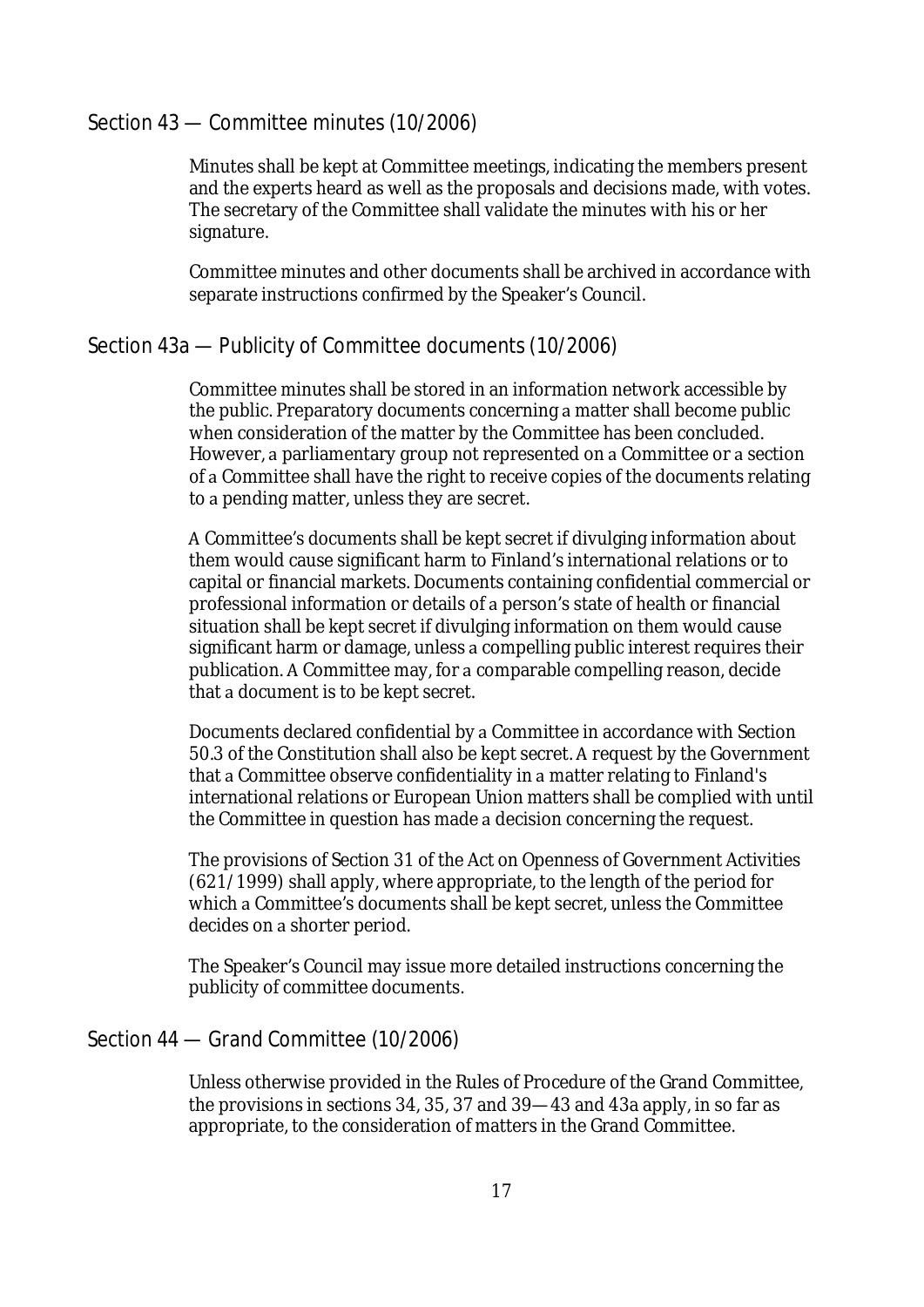## Section 43 — Committee minutes (10/2006)

Minutes shall be kept at Committee meetings, indicating the members present and the experts heard as well as the proposals and decisions made, with votes. The secretary of the Committee shall validate the minutes with his or her signature.

Committee minutes and other documents shall be archived in accordance with separate instructions confirmed by the Speaker's Council.

## Section 43a — Publicity of Committee documents (10/2006)

Committee minutes shall be stored in an information network accessible by the public. Preparatory documents concerning a matter shall become public when consideration of the matter by the Committee has been concluded. However, a parliamentary group not represented on a Committee or a section of a Committee shall have the right to receive copies of the documents relating to a pending matter, unless they are secret.

A Committee's documents shall be kept secret if divulging information about them would cause significant harm to Finland's international relations or to capital or financial markets. Documents containing confidential commercial or professional information or details of a person's state of health or financial situation shall be kept secret if divulging information on them would cause significant harm or damage, unless a compelling public interest requires their publication. A Committee may, for a comparable compelling reason, decide that a document is to be kept secret.

Documents declared confidential by a Committee in accordance with Section 50.3 of the Constitution shall also be kept secret. A request by the Government that a Committee observe confidentiality in a matter relating to Finland's international relations or European Union matters shall be complied with until the Committee in question has made a decision concerning the request.

The provisions of Section 31 of the Act on Openness of Government Activities (621/1999) shall apply, where appropriate, to the length of the period for which a Committee's documents shall be kept secret, unless the Committee decides on a shorter period.

The Speaker's Council may issue more detailed instructions concerning the publicity of committee documents.

## Section 44 — Grand Committee (10/2006)

Unless otherwise provided in the Rules of Procedure of the Grand Committee, the provisions in sections 34, 35, 37 and 39—43 and 43a apply, in so far as appropriate, to the consideration of matters in the Grand Committee.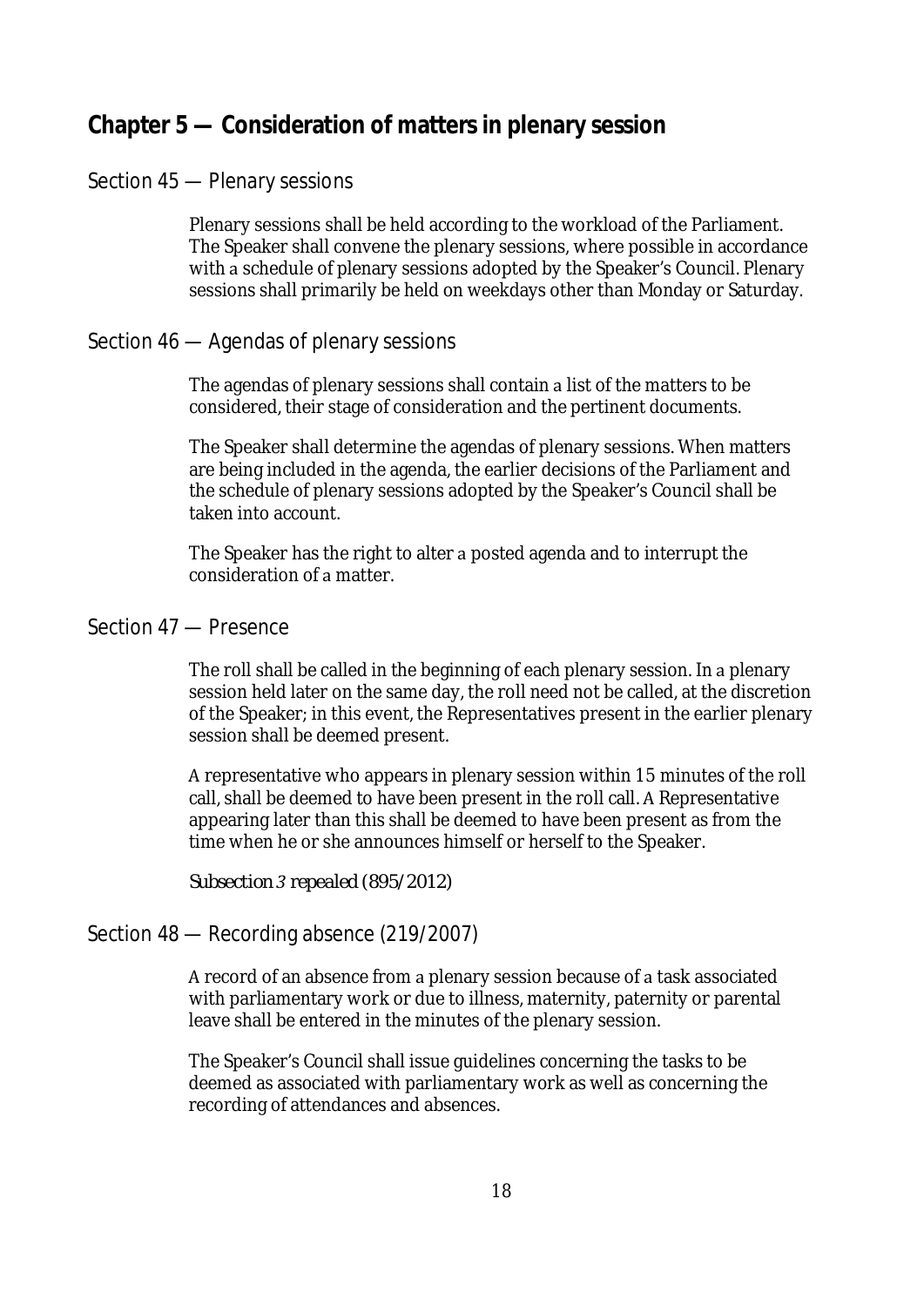## Chapter 5 — Consideration of matters in plenary session

### Section 45 — Plenary sessions

Plenary sessions shall be held according to the workload of the Parliament. The Speaker shall convene the plenary sessions, where possible in accordance with a schedule of plenary sessions adopted by the Speaker's Council. Plenary sessions shall primarily be held on weekdays other than Monday or Saturday.

### Section 46 — Agendas of plenary sessions

The agendas of plenary sessions shall contain a list of the matters to be considered, their stage of consideration and the pertinent documents.

The Speaker shall determine the agendas of plenary sessions. When matters are being included in the agenda, the earlier decisions of the Parliament and the schedule of plenary sessions adopted by the Speaker's Council shall be taken into account.

The Speaker has the right to alter a posted agenda and to interrupt the consideration of a matter.

### Section 47 — Presence

The roll shall be called in the beginning of each plenary session. In a plenary session held later on the same day, the roll need not be called, at the discretion of the Speaker; in this event, the Representatives present in the earlier plenary session shall be deemed present.

A representative who appears in plenary session within 15 minutes of the roll call, shall be deemed to have been present in the roll call. A Representative appearing later than this shall be deemed to have been present as from the time when he or she announces himself or herself to the Speaker.

*Subsection 3 repealed (895/2012)*

### Section 48 — Recording absence (219/2007)

A record of an absence from a plenary session because of a task associated with parliamentary work or due to illness, maternity, paternity or parental leave shall be entered in the minutes of the plenary session.

The Speaker's Council shall issue guidelines concerning the tasks to be deemed as associated with parliamentary work as well as concerning the recording of attendances and absences.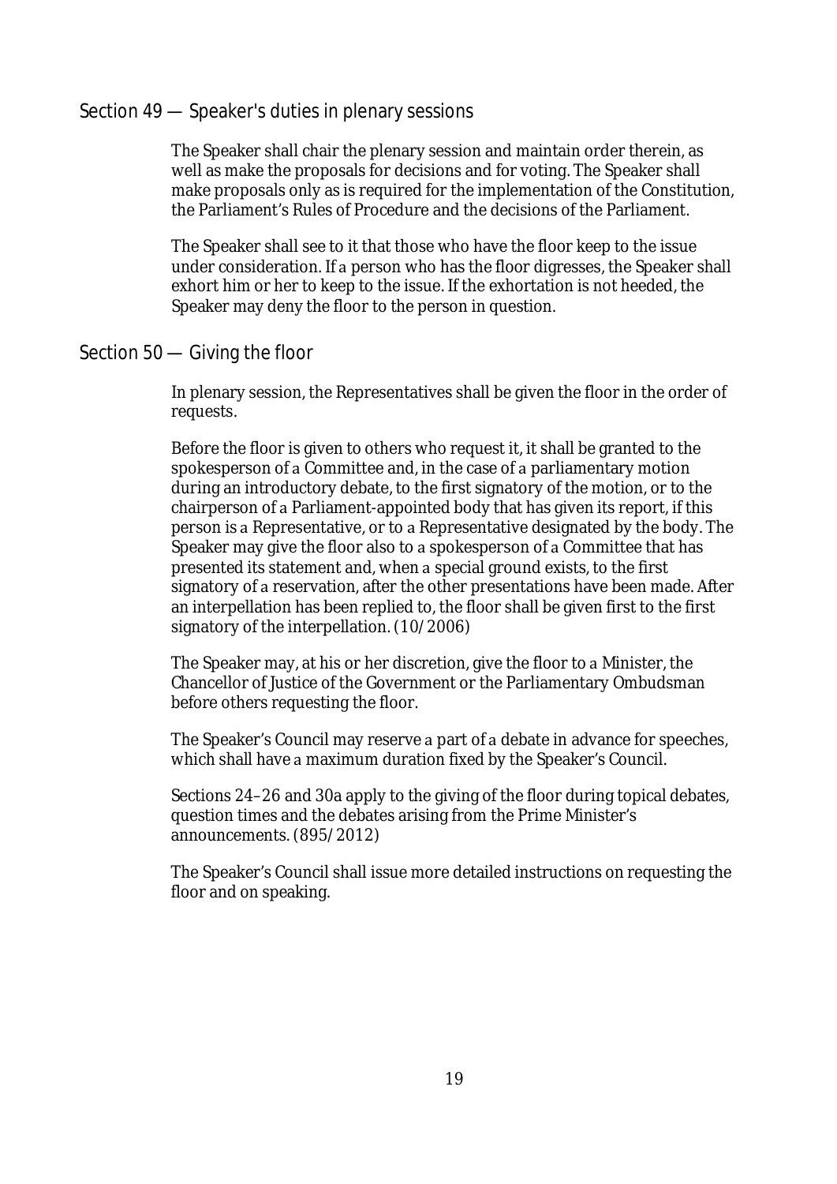## Section 49 — Speaker's duties in plenary sessions

The Speaker shall chair the plenary session and maintain order therein, as well as make the proposals for decisions and for voting. The Speaker shall make proposals only as is required for the implementation of the Constitution, the Parliament's Rules of Procedure and the decisions of the Parliament.

The Speaker shall see to it that those who have the floor keep to the issue under consideration. If a person who has the floor digresses, the Speaker shall exhort him or her to keep to the issue. If the exhortation is not heeded, the Speaker may deny the floor to the person in question.

## Section 50 — Giving the floor

In plenary session, the Representatives shall be given the floor in the order of requests.

Before the floor is given to others who request it, it shall be granted to the spokesperson of a Committee and, in the case of a parliamentary motion during an introductory debate, to the first signatory of the motion, or to the chairperson of a Parliament-appointed body that has given its report, if this person is a Representative, or to a Representative designated by the body. The Speaker may give the floor also to a spokesperson of a Committee that has presented its statement and, when a special ground exists, to the first signatory of a reservation, after the other presentations have been made. After an interpellation has been replied to, the floor shall be given first to the first signatory of the interpellation. (10/2006)

The Speaker may, at his or her discretion, give the floor to a Minister, the Chancellor of Justice of the Government or the Parliamentary Ombudsman before others requesting the floor.

The Speaker's Council may reserve a part of a debate in advance for speeches, which shall have a maximum duration fixed by the Speaker's Council.

Sections 24–26 and 30a apply to the giving of the floor during topical debates, question times and the debates arising from the Prime Minister's announcements. (895/2012)

The Speaker's Council shall issue more detailed instructions on requesting the floor and on speaking.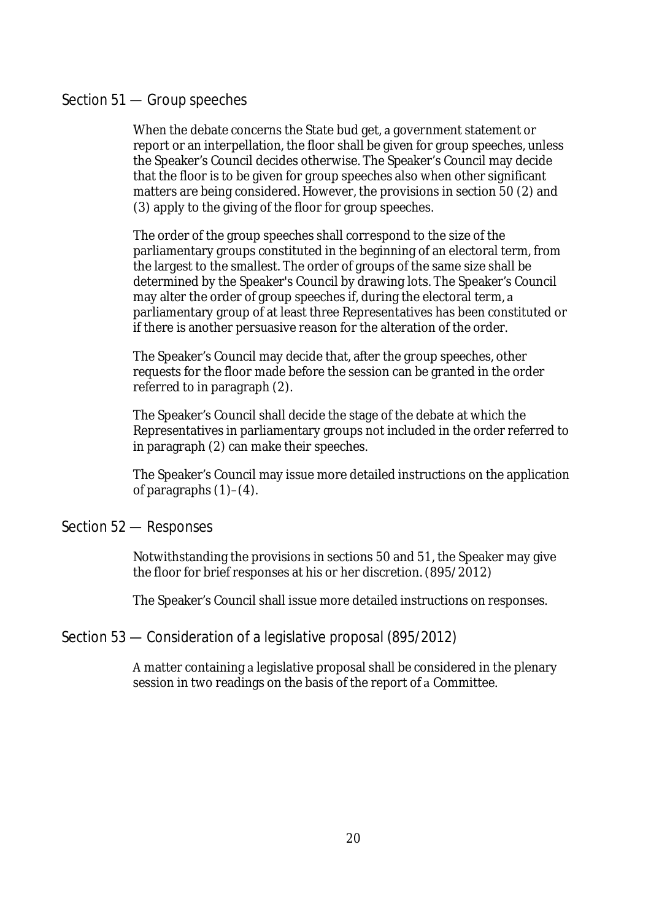## Section 51 — Group speeches

When the debate concerns the State bud get, a government statement or report or an interpellation, the floor shall be given for group speeches, unless the Speaker's Council decides otherwise. The Speaker's Council may decide that the floor is to be given for group speeches also when other significant matters are being considered. However, the provisions in section 50 (2) and (3) apply to the giving of the floor for group speeches.

The order of the group speeches shall correspond to the size of the parliamentary groups constituted in the beginning of an electoral term, from the largest to the smallest. The order of groups of the same size shall be determined by the Speaker's Council by drawing lots. The Speaker's Council may alter the order of group speeches if, during the electoral term, a parliamentary group of at least three Representatives has been constituted or if there is another persuasive reason for the alteration of the order.

The Speaker's Council may decide that, after the group speeches, other requests for the floor made before the session can be granted in the order referred to in paragraph (2).

The Speaker's Council shall decide the stage of the debate at which the Representatives in parliamentary groups not included in the order referred to in paragraph (2) can make their speeches.

The Speaker's Council may issue more detailed instructions on the application of paragraphs (1)–(4).

## Section 52 — Responses

Notwithstanding the provisions in sections 50 and 51, the Speaker may give the floor for brief responses at his or her discretion. (895/2012)

The Speaker's Council shall issue more detailed instructions on responses.

## Section 53 — Consideration of a legislative proposal (895/2012)

A matter containing a legislative proposal shall be considered in the plenary session in two readings on the basis of the report of a Committee.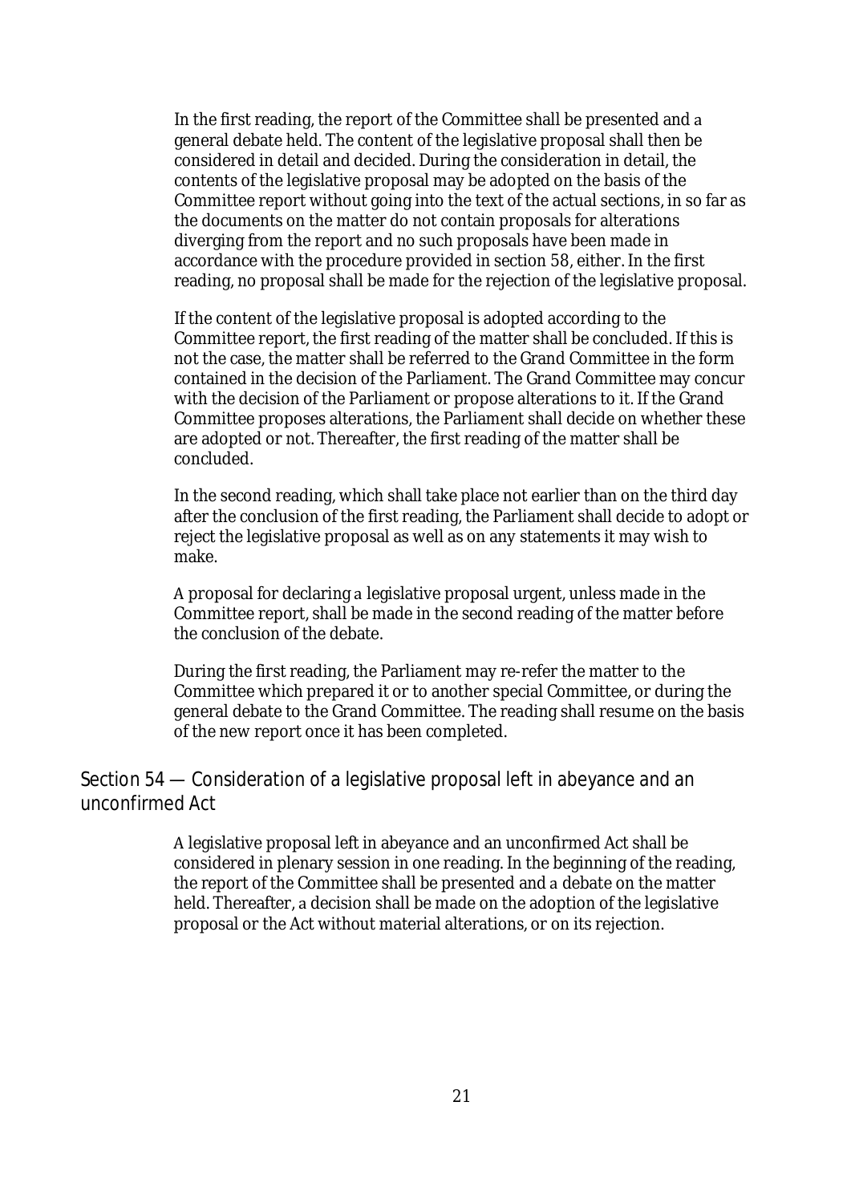In the first reading, the report of the Committee shall be presented and a general debate held. The content of the legislative proposal shall then be considered in detail and decided. During the consideration in detail, the contents of the legislative proposal may be adopted on the basis of the Committee report without going into the text of the actual sections, in so far as the documents on the matter do not contain proposals for alterations diverging from the report and no such proposals have been made in accordance with the procedure provided in section 58, either. In the first reading, no proposal shall be made for the rejection of the legislative proposal.

If the content of the legislative proposal is adopted according to the Committee report, the first reading of the matter shall be concluded. If this is not the case, the matter shall be referred to the Grand Committee in the form contained in the decision of the Parliament. The Grand Committee may concur with the decision of the Parliament or propose alterations to it. If the Grand Committee proposes alterations, the Parliament shall decide on whether these are adopted or not. Thereafter, the first reading of the matter shall be concluded.

In the second reading, which shall take place not earlier than on the third day after the conclusion of the first reading, the Parliament shall decide to adopt or reject the legislative proposal as well as on any statements it may wish to make.

A proposal for declaring a legislative proposal urgent, unless made in the Committee report, shall be made in the second reading of the matter before the conclusion of the debate.

During the first reading, the Parliament may re-refer the matter to the Committee which prepared it or to another special Committee, or during the general debate to the Grand Committee. The reading shall resume on the basis of the new report once it has been completed.

## Section 54 — Consideration of a legislative proposal left in abeyance and an unconfirmed Act

A legislative proposal left in abeyance and an unconfirmed Act shall be considered in plenary session in one reading. In the beginning of the reading, the report of the Committee shall be presented and a debate on the matter held. Thereafter, a decision shall be made on the adoption of the legislative proposal or the Act without material alterations, or on its rejection.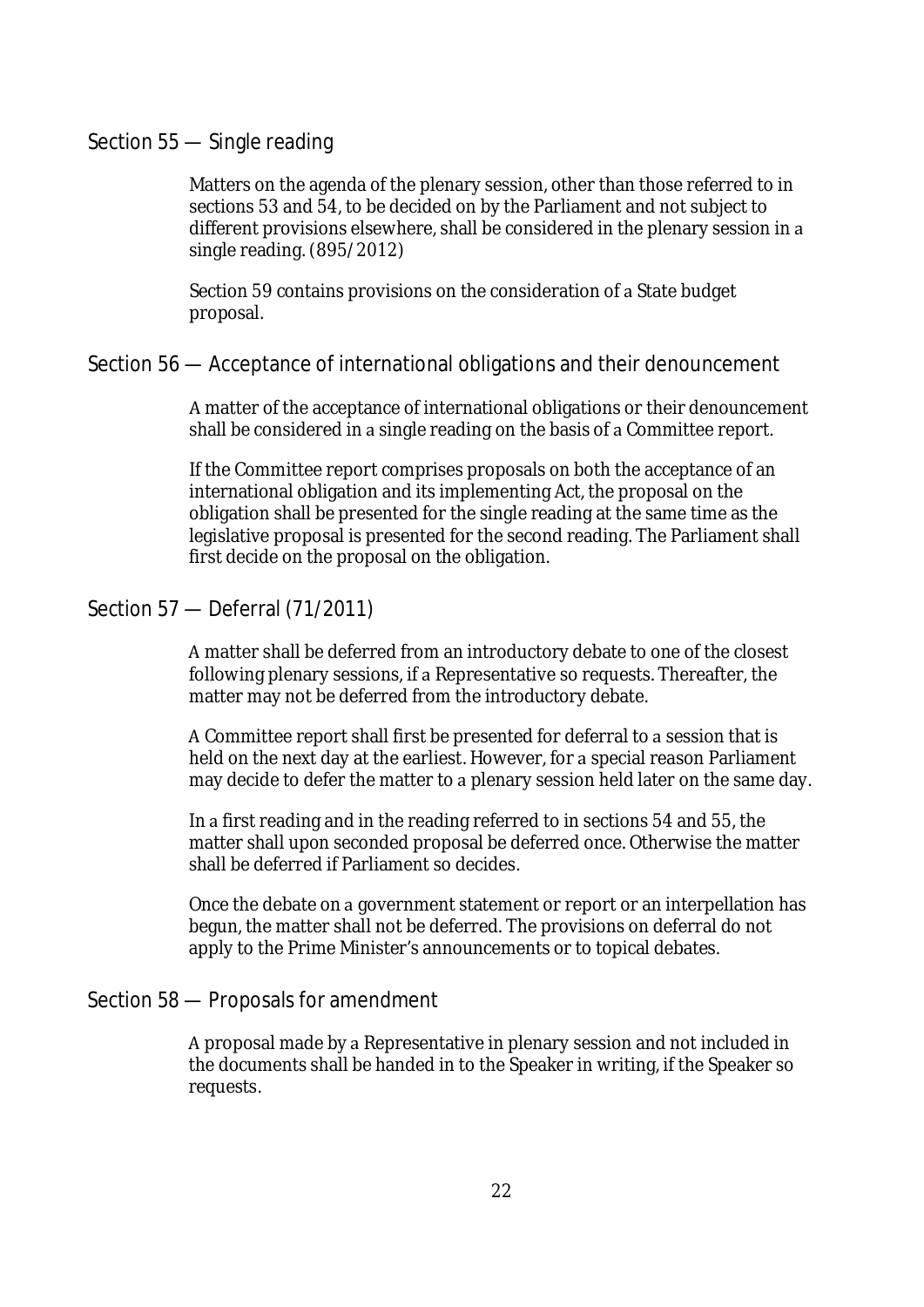## Section 55 — Single reading

Matters on the agenda of the plenary session, other than those referred to in sections 53 and 54, to be decided on by the Parliament and not subject to different provisions elsewhere, shall be considered in the plenary session in a single reading. (895/2012)

Section 59 contains provisions on the consideration of a State budget proposal.

## Section 56 — Acceptance of international obligations and their denouncement

A matter of the acceptance of international obligations or their denouncement shall be considered in a single reading on the basis of a Committee report.

If the Committee report comprises proposals on both the acceptance of an international obligation and its implementing Act, the proposal on the obligation shall be presented for the single reading at the same time as the legislative proposal is presented for the second reading. The Parliament shall first decide on the proposal on the obligation.

## Section 57 — Deferral (71/2011)

A matter shall be deferred from an introductory debate to one of the closest following plenary sessions, if a Representative so requests. Thereafter, the matter may not be deferred from the introductory debate.

A Committee report shall first be presented for deferral to a session that is held on the next day at the earliest. However, for a special reason Parliament may decide to defer the matter to a plenary session held later on the same day.

In a first reading and in the reading referred to in sections 54 and 55, the matter shall upon seconded proposal be deferred once. Otherwise the matter shall be deferred if Parliament so decides.

Once the debate on a government statement or report or an interpellation has begun, the matter shall not be deferred. The provisions on deferral do not apply to the Prime Minister's announcements or to topical debates.

## Section 58 — Proposals for amendment

A proposal made by a Representative in plenary session and not included in the documents shall be handed in to the Speaker in writing, if the Speaker so requests.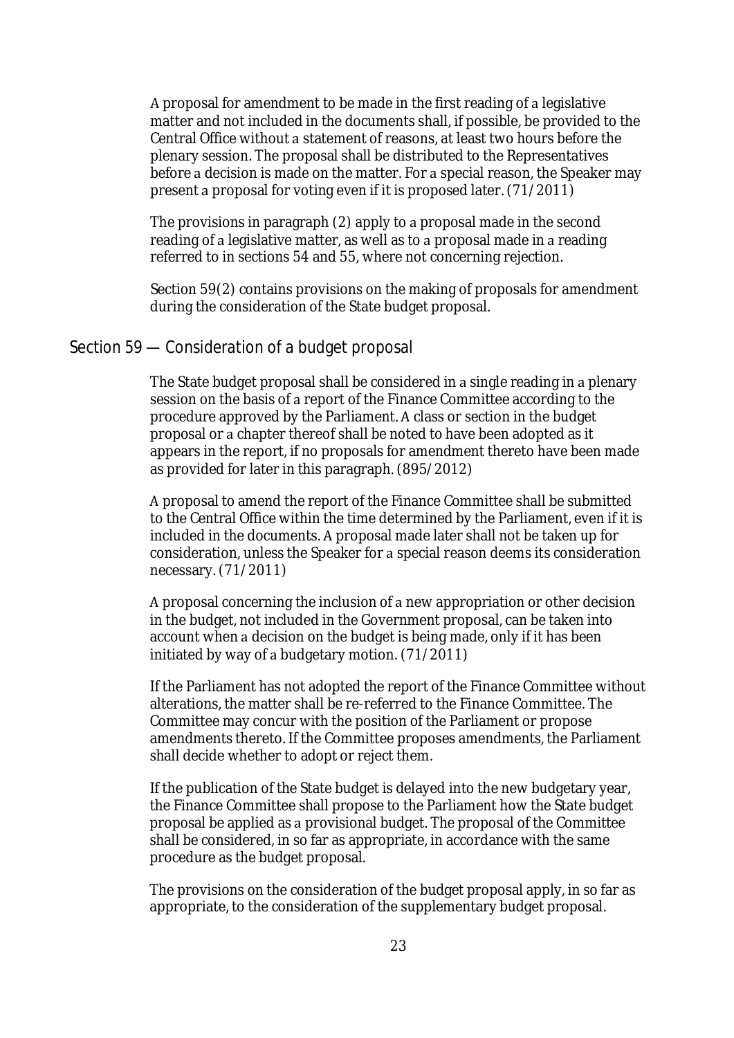A proposal for amendment to be made in the first reading of a legislative matter and not included in the documents shall, if possible, be provided to the Central Office without a statement of reasons, at least two hours before the plenary session. The proposal shall be distributed to the Representatives before a decision is made on the matter. For a special reason, the Speaker may present a proposal for voting even if it is proposed later. (71/2011)

The provisions in paragraph (2) apply to a proposal made in the second reading of a legislative matter, as well as to a proposal made in a reading referred to in sections 54 and 55, where not concerning rejection.

Section 59(2) contains provisions on the making of proposals for amendment during the consideration of the State budget proposal.

## Section 59 — Consideration of a budget proposal

The State budget proposal shall be considered in a single reading in a plenary session on the basis of a report of the Finance Committee according to the procedure approved by the Parliament. A class or section in the budget proposal or a chapter thereof shall be noted to have been adopted as it appears in the report, if no proposals for amendment thereto have been made as provided for later in this paragraph. (895/2012)

A proposal to amend the report of the Finance Committee shall be submitted to the Central Office within the time determined by the Parliament, even if it is included in the documents. A proposal made later shall not be taken up for consideration, unless the Speaker for a special reason deems its consideration necessary. (71/2011)

A proposal concerning the inclusion of a new appropriation or other decision in the budget, not included in the Government proposal, can be taken into account when a decision on the budget is being made, only if it has been initiated by way of a budgetary motion. (71/2011)

If the Parliament has not adopted the report of the Finance Committee without alterations, the matter shall be re-referred to the Finance Committee. The Committee may concur with the position of the Parliament or propose amendments thereto. If the Committee proposes amendments, the Parliament shall decide whether to adopt or reject them.

If the publication of the State budget is delayed into the new budgetary year, the Finance Committee shall propose to the Parliament how the State budget proposal be applied as a provisional budget. The proposal of the Committee shall be considered, in so far as appropriate, in accordance with the same procedure as the budget proposal.

The provisions on the consideration of the budget proposal apply, in so far as appropriate, to the consideration of the supplementary budget proposal.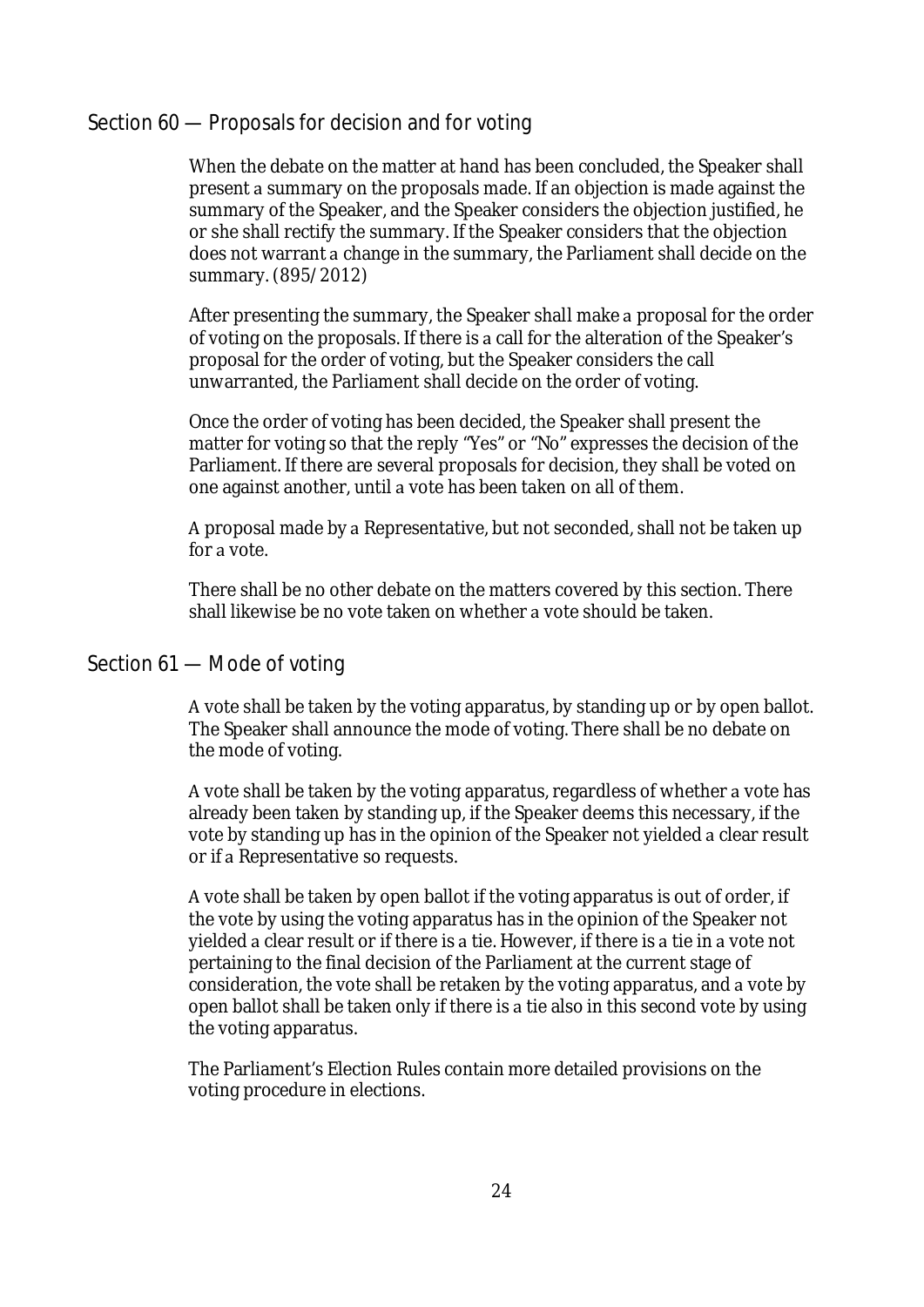## Section 60 — Proposals for decision and for voting

When the debate on the matter at hand has been concluded, the Speaker shall present a summary on the proposals made. If an objection is made against the summary of the Speaker, and the Speaker considers the objection justified, he or she shall rectify the summary. If the Speaker considers that the objection does not warrant a change in the summary, the Parliament shall decide on the summary. (895/2012)

After presenting the summary, the Speaker shall make a proposal for the order of voting on the proposals. If there is a call for the alteration of the Speaker's proposal for the order of voting, but the Speaker considers the call unwarranted, the Parliament shall decide on the order of voting.

Once the order of voting has been decided, the Speaker shall present the matter for voting so that the reply "Yes" or "No" expresses the decision of the Parliament. If there are several proposals for decision, they shall be voted on one against another, until a vote has been taken on all of them.

A proposal made by a Representative, but not seconded, shall not be taken up for a vote.

There shall be no other debate on the matters covered by this section. There shall likewise be no vote taken on whether a vote should be taken.

## Section 61 — Mode of voting

A vote shall be taken by the voting apparatus, by standing up or by open ballot. The Speaker shall announce the mode of voting. There shall be no debate on the mode of voting.

A vote shall be taken by the voting apparatus, regardless of whether a vote has already been taken by standing up, if the Speaker deems this necessary, if the vote by standing up has in the opinion of the Speaker not yielded a clear result or if a Representative so requests.

A vote shall be taken by open ballot if the voting apparatus is out of order, if the vote by using the voting apparatus has in the opinion of the Speaker not yielded a clear result or if there is a tie. However, if there is a tie in a vote not pertaining to the final decision of the Parliament at the current stage of consideration, the vote shall be retaken by the voting apparatus, and a vote by open ballot shall be taken only if there is a tie also in this second vote by using the voting apparatus.

The Parliament's Election Rules contain more detailed provisions on the voting procedure in elections.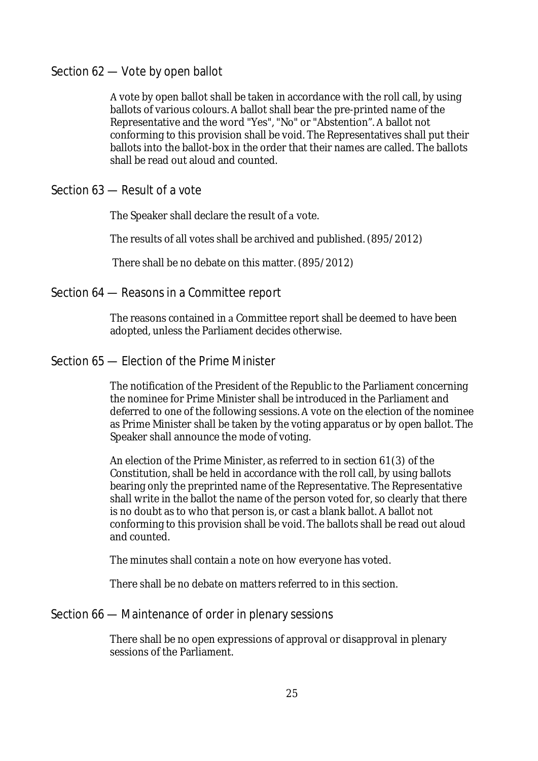## Section 62 — Vote by open ballot

A vote by open ballot shall be taken in accordance with the roll call, by using ballots of various colours. A ballot shall bear the pre-printed name of the Representative and the word "Yes", "No" or "Abstention". A ballot not conforming to this provision shall be void. The Representatives shall put their ballots into the ballot-box in the order that their names are called. The ballots shall be read out aloud and counted.

## Section 63 — Result of a vote

The Speaker shall declare the result of a vote.

The results of all votes shall be archived and published. (895/2012)

There shall be no debate on this matter. (895/2012)

## Section 64 — Reasons in a Committee report

The reasons contained in a Committee report shall be deemed to have been adopted, unless the Parliament decides otherwise.

## Section 65 — Election of the Prime Minister

The notification of the President of the Republic to the Parliament concerning the nominee for Prime Minister shall be introduced in the Parliament and deferred to one of the following sessions. A vote on the election of the nominee as Prime Minister shall be taken by the voting apparatus or by open ballot. The Speaker shall announce the mode of voting.

An election of the Prime Minister, as referred to in section 61(3) of the Constitution, shall be held in accordance with the roll call, by using ballots bearing only the preprinted name of the Representative. The Representative shall write in the ballot the name of the person voted for, so clearly that there is no doubt as to who that person is, or cast a blank ballot. A ballot not conforming to this provision shall be void. The ballots shall be read out aloud and counted.

The minutes shall contain a note on how everyone has voted.

There shall be no debate on matters referred to in this section.

## Section 66 — Maintenance of order in plenary sessions

There shall be no open expressions of approval or disapproval in plenary sessions of the Parliament.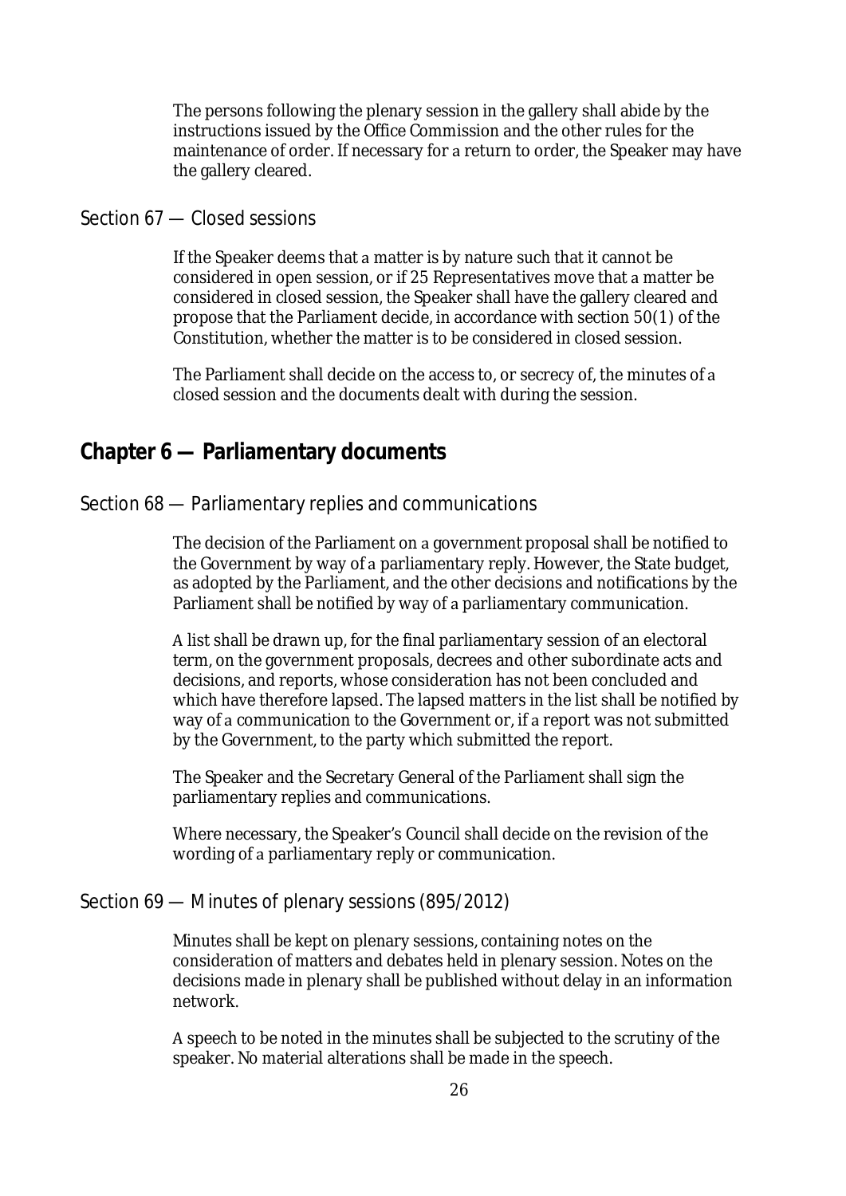The persons following the plenary session in the gallery shall abide by the instructions issued by the Office Commission and the other rules for the maintenance of order. If necessary for a return to order, the Speaker may have the gallery cleared.

### Section 67 — Closed sessions

If the Speaker deems that a matter is by nature such that it cannot be considered in open session, or if 25 Representatives move that a matter be considered in closed session, the Speaker shall have the gallery cleared and propose that the Parliament decide, in accordance with section 50(1) of the Constitution, whether the matter is to be considered in closed session.

The Parliament shall decide on the access to, or secrecy of, the minutes of a closed session and the documents dealt with during the session.

## Chapter 6 — Parliamentary documents

### Section 68 — Parliamentary replies and communications

The decision of the Parliament on a government proposal shall be notified to the Government by way of a parliamentary reply. However, the State budget, as adopted by the Parliament, and the other decisions and notifications by the Parliament shall be notified by way of a parliamentary communication.

A list shall be drawn up, for the final parliamentary session of an electoral term, on the government proposals, decrees and other subordinate acts and decisions, and reports, whose consideration has not been concluded and which have therefore lapsed. The lapsed matters in the list shall be notified by way of a communication to the Government or, if a report was not submitted by the Government, to the party which submitted the report.

The Speaker and the Secretary General of the Parliament shall sign the parliamentary replies and communications.

Where necessary, the Speaker's Council shall decide on the revision of the wording of a parliamentary reply or communication.

### Section 69 — Minutes of plenary sessions (895/2012)

Minutes shall be kept on plenary sessions, containing notes on the consideration of matters and debates held in plenary session. Notes on the decisions made in plenary shall be published without delay in an information network.

A speech to be noted in the minutes shall be subjected to the scrutiny of the speaker. No material alterations shall be made in the speech.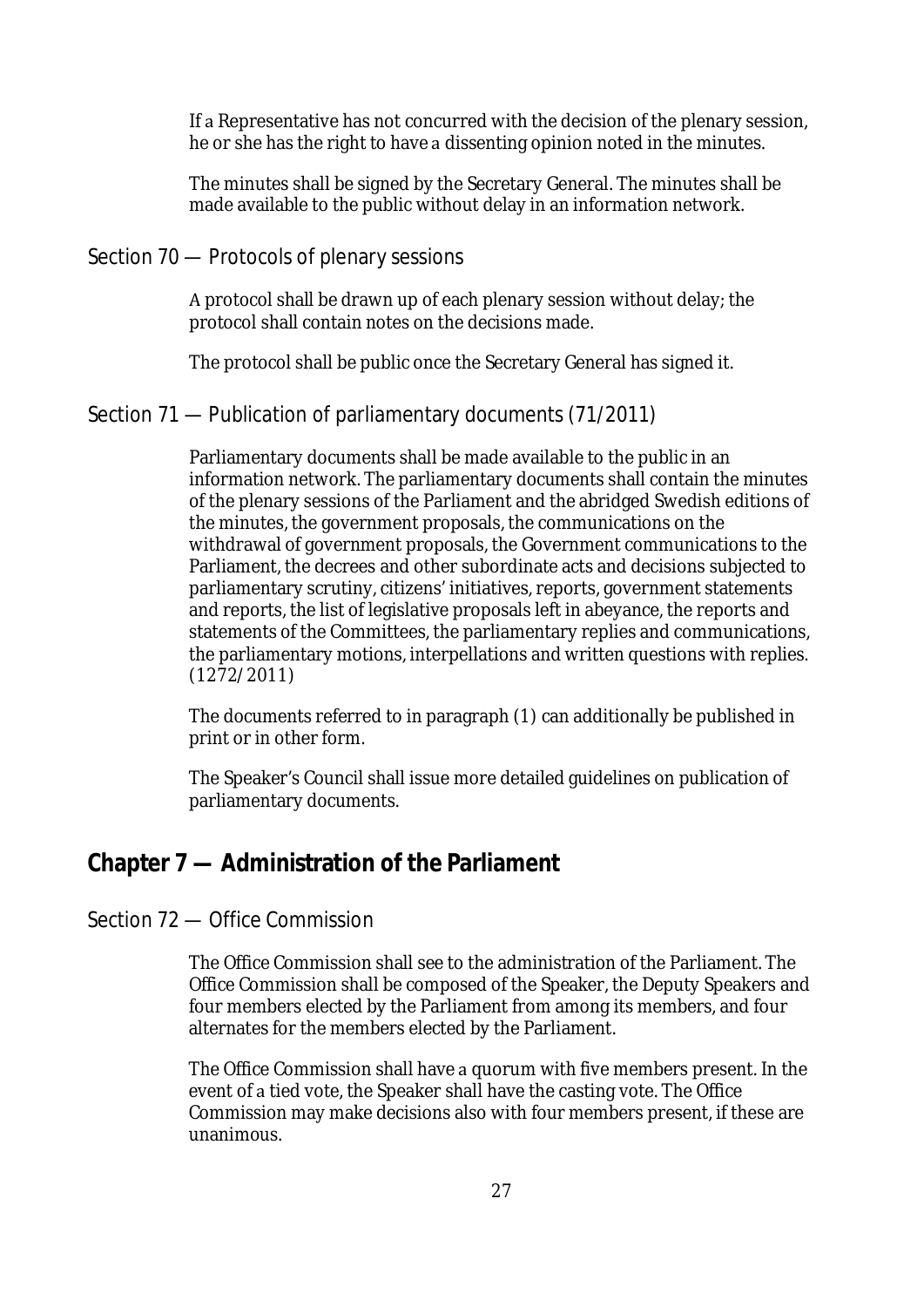If a Representative has not concurred with the decision of the plenary session, he or she has the right to have a dissenting opinion noted in the minutes.

The minutes shall be signed by the Secretary General. The minutes shall be made available to the public without delay in an information network.

### Section 70 — Protocols of plenary sessions

A protocol shall be drawn up of each plenary session without delay; the protocol shall contain notes on the decisions made.

The protocol shall be public once the Secretary General has signed it.

### Section 71 — Publication of parliamentary documents (71/2011)

Parliamentary documents shall be made available to the public in an information network. The parliamentary documents shall contain the minutes of the plenary sessions of the Parliament and the abridged Swedish editions of the minutes, the government proposals, the communications on the withdrawal of government proposals, the Government communications to the Parliament, the decrees and other subordinate acts and decisions subjected to parliamentary scrutiny, citizens' initiatives, reports, government statements and reports, the list of legislative proposals left in abeyance, the reports and statements of the Committees, the parliamentary replies and communications, the parliamentary motions, interpellations and written questions with replies. (1272/2011)

The documents referred to in paragraph (1) can additionally be published in print or in other form.

The Speaker's Council shall issue more detailed guidelines on publication of parliamentary documents.

## Chapter 7 — Administration of the Parliament

### Section 72 — Office Commission

The Office Commission shall see to the administration of the Parliament. The Office Commission shall be composed of the Speaker, the Deputy Speakers and four members elected by the Parliament from among its members, and four alternates for the members elected by the Parliament.

The Office Commission shall have a quorum with five members present. In the event of a tied vote, the Speaker shall have the casting vote. The Office Commission may make decisions also with four members present, if these are unanimous.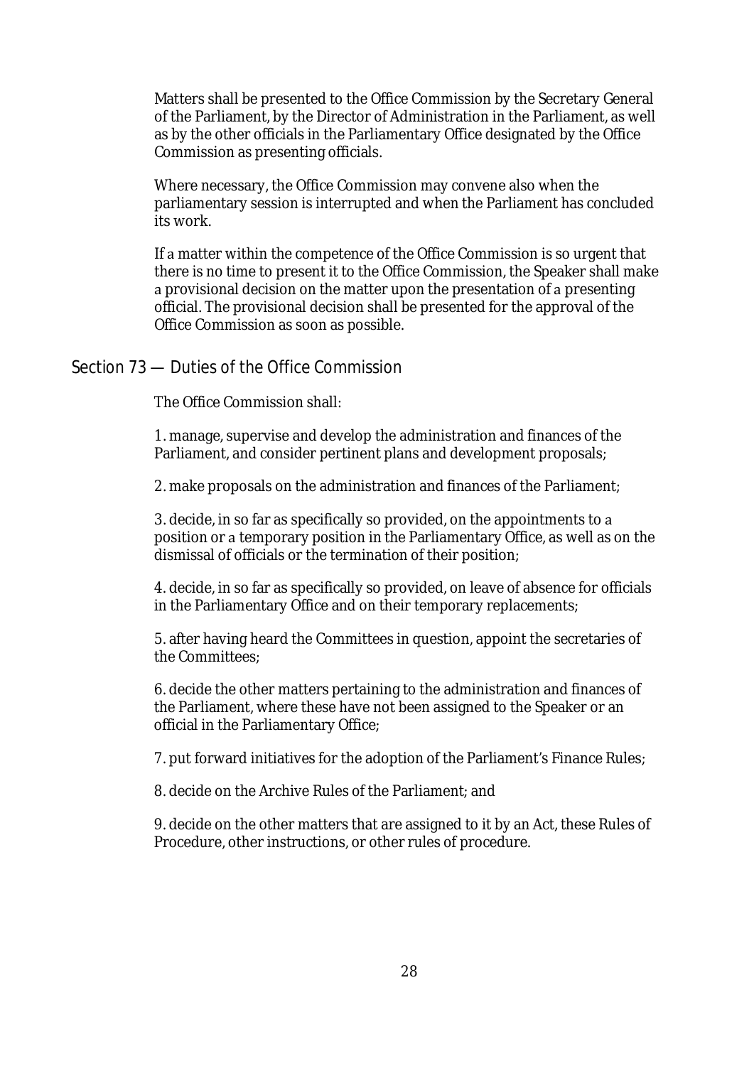Matters shall be presented to the Office Commission by the Secretary General of the Parliament, by the Director of Administration in the Parliament, as well as by the other officials in the Parliamentary Office designated by the Office Commission as presenting officials.

Where necessary, the Office Commission may convene also when the parliamentary session is interrupted and when the Parliament has concluded its work.

If a matter within the competence of the Office Commission is so urgent that there is no time to present it to the Office Commission, the Speaker shall make a provisional decision on the matter upon the presentation of a presenting official. The provisional decision shall be presented for the approval of the Office Commission as soon as possible.

## Section 73 — Duties of the Office Commission

The Office Commission shall:

1. manage, supervise and develop the administration and finances of the Parliament, and consider pertinent plans and development proposals;

2. make proposals on the administration and finances of the Parliament;

3. decide, in so far as specifically so provided, on the appointments to a position or a temporary position in the Parliamentary Office, as well as on the dismissal of officials or the termination of their position;

4. decide, in so far as specifically so provided, on leave of absence for officials in the Parliamentary Office and on their temporary replacements;

5. after having heard the Committees in question, appoint the secretaries of the Committees;

6. decide the other matters pertaining to the administration and finances of the Parliament, where these have not been assigned to the Speaker or an official in the Parliamentary Office;

7. put forward initiatives for the adoption of the Parliament's Finance Rules;

8. decide on the Archive Rules of the Parliament; and

9. decide on the other matters that are assigned to it by an Act, these Rules of Procedure, other instructions, or other rules of procedure.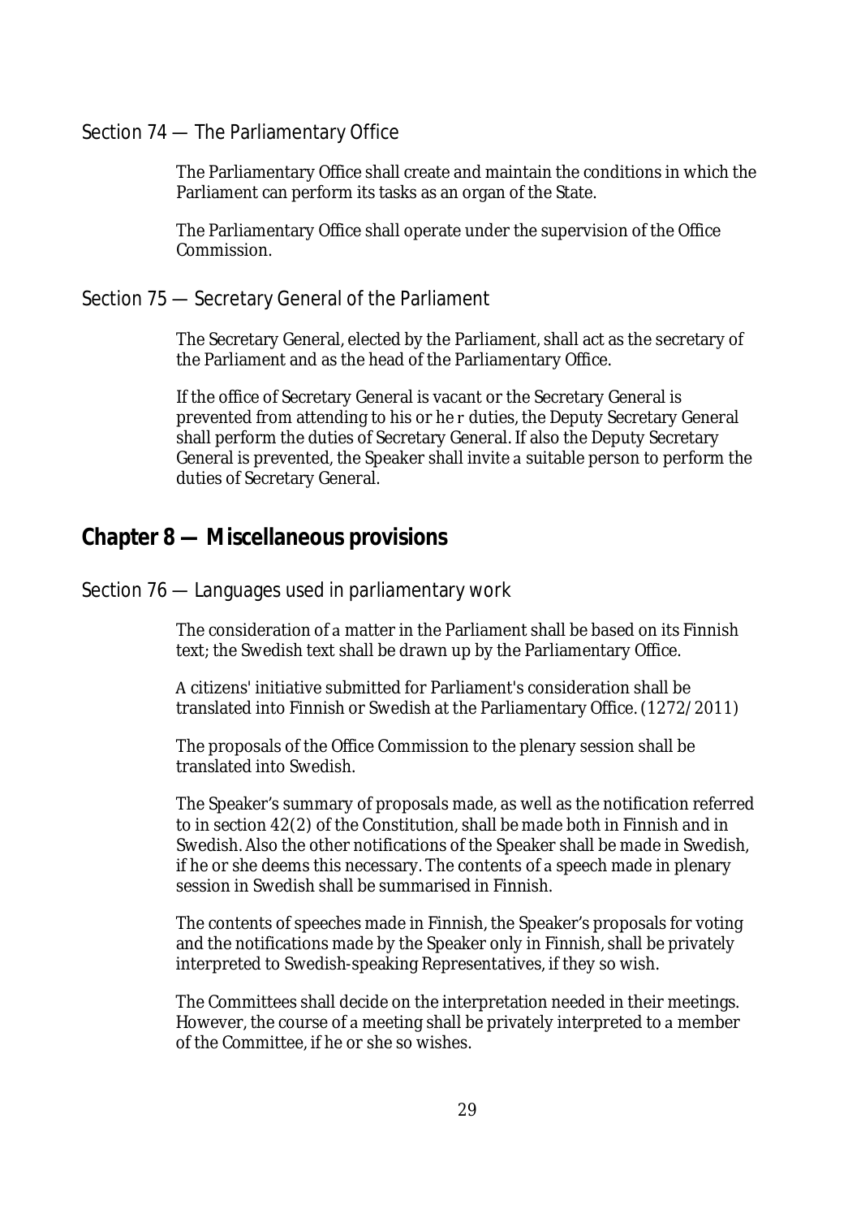### Section 74 — The Parliamentary Office

The Parliamentary Office shall create and maintain the conditions in which the Parliament can perform its tasks as an organ of the State.

The Parliamentary Office shall operate under the supervision of the Office Commission.

### Section 75 — Secretary General of the Parliament

The Secretary General, elected by the Parliament, shall act as the secretary of the Parliament and as the head of the Parliamentary Office.

If the office of Secretary General is vacant or the Secretary General is prevented from attending to his or her duties, the Deputy Secretary General shall perform the duties of Secretary General. If also the Deputy Secretary General is prevented, the Speaker shall invite a suitable person to perform the duties of Secretary General.

## Chapter 8 — Miscellaneous provisions

### Section 76 — Languages used in parliamentary work

The consideration of a matter in the Parliament shall be based on its Finnish text; the Swedish text shall be drawn up by the Parliamentary Office.

A citizens' initiative submitted for Parliament's consideration shall be translated into Finnish or Swedish at the Parliamentary Office. (1272/2011)

The proposals of the Office Commission to the plenary session shall be translated into Swedish.

The Speaker's summary of proposals made, as well as the notification referred to in section 42(2) of the Constitution, shall be made both in Finnish and in Swedish. Also the other notifications of the Speaker shall be made in Swedish, if he or she deems this necessary. The contents of a speech made in plenary session in Swedish shall be summarised in Finnish.

The contents of speeches made in Finnish, the Speaker's proposals for voting and the notifications made by the Speaker only in Finnish, shall be privately interpreted to Swedish-speaking Representatives, if they so wish.

The Committees shall decide on the interpretation needed in their meetings. However, the course of a meeting shall be privately interpreted to a member of the Committee, if he or she so wishes.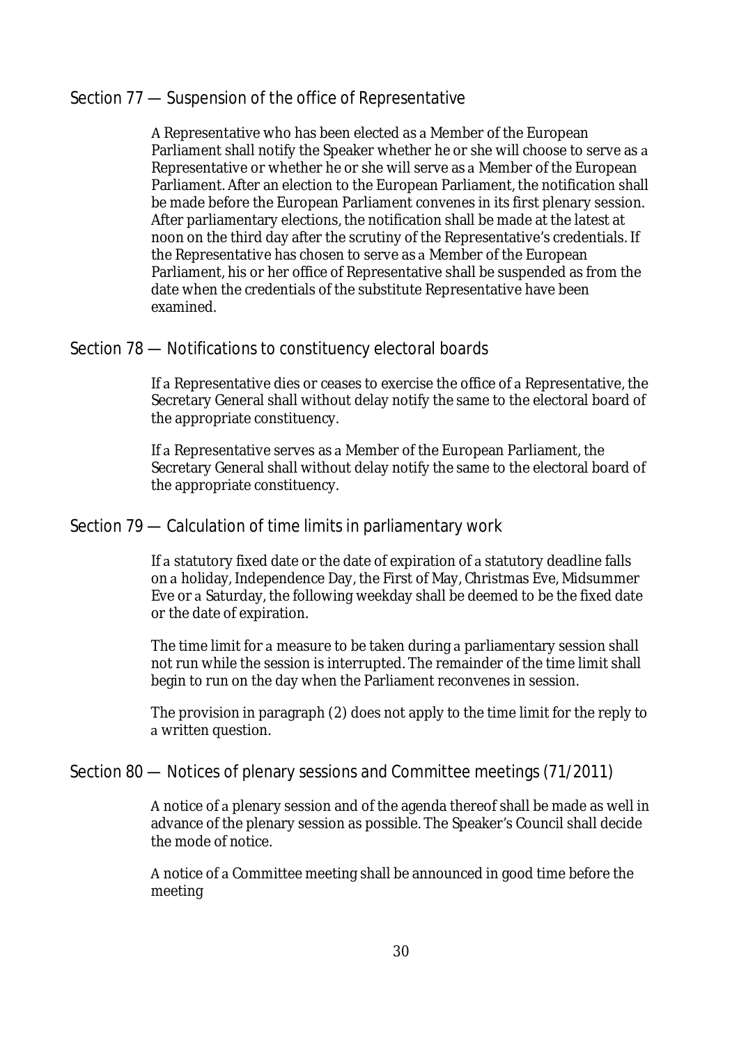## Section 77 — Suspension of the office of Representative

A Representative who has been elected as a Member of the European Parliament shall notify the Speaker whether he or she will choose to serve as a Representative or whether he or she will serve as a Member of the European Parliament. After an election to the European Parliament, the notification shall be made before the European Parliament convenes in its first plenary session. After parliamentary elections, the notification shall be made at the latest at noon on the third day after the scrutiny of the Representative's credentials. If the Representative has chosen to serve as a Member of the European Parliament, his or her office of Representative shall be suspended as from the date when the credentials of the substitute Representative have been examined.

## Section 78 — Notifications to constituency electoral boards

If a Representative dies or ceases to exercise the office of a Representative, the Secretary General shall without delay notify the same to the electoral board of the appropriate constituency.

If a Representative serves as a Member of the European Parliament, the Secretary General shall without delay notify the same to the electoral board of the appropriate constituency.

## Section 79 — Calculation of time limits in parliamentary work

If a statutory fixed date or the date of expiration of a statutory deadline falls on a holiday, Independence Day, the First of May, Christmas Eve, Midsummer Eve or a Saturday, the following weekday shall be deemed to be the fixed date or the date of expiration.

The time limit for a measure to be taken during a parliamentary session shall not run while the session is interrupted. The remainder of the time limit shall begin to run on the day when the Parliament reconvenes in session.

The provision in paragraph (2) does not apply to the time limit for the reply to a written question.

## Section 80 — Notices of plenary sessions and Committee meetings (71/2011)

A notice of a plenary session and of the agenda thereof shall be made as well in advance of the plenary session as possible. The Speaker's Council shall decide the mode of notice.

A notice of a Committee meeting shall be announced in good time before the meeting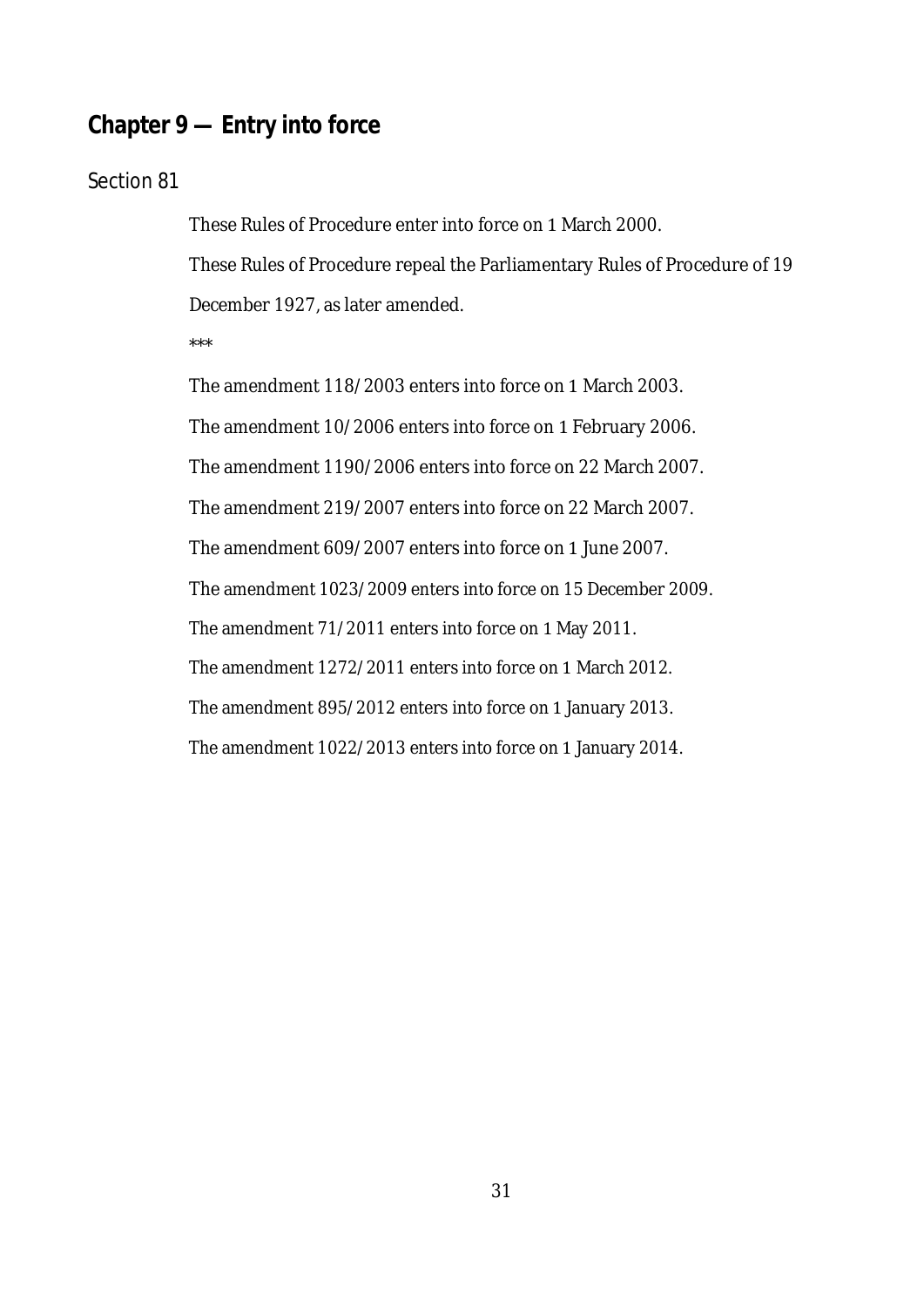## Chapter 9 — Entry into force

Section 81

These Rules of Procedure enter into force on 1 March 2000.

These Rules of Procedure repeal the Parliamentary Rules of Procedure of 19 December 1927, as later amended.

***

The amendment 118/2003 enters into force on 1 March 2003.

The amendment 10/2006 enters into force on 1 February 2006.

The amendment 1190/2006 enters into force on 22 March 2007.

The amendment 219/2007 enters into force on 22 March 2007.

The amendment 609/2007 enters into force on 1 June 2007.

The amendment 1023/2009 enters into force on 15 December 2009.

The amendment 71/2011 enters into force on 1 May 2011.

The amendment 1272/2011 enters into force on 1 March 2012.

The amendment 895/2012 enters into force on 1 January 2013.

The amendment 1022/2013 enters into force on 1 January 2014.